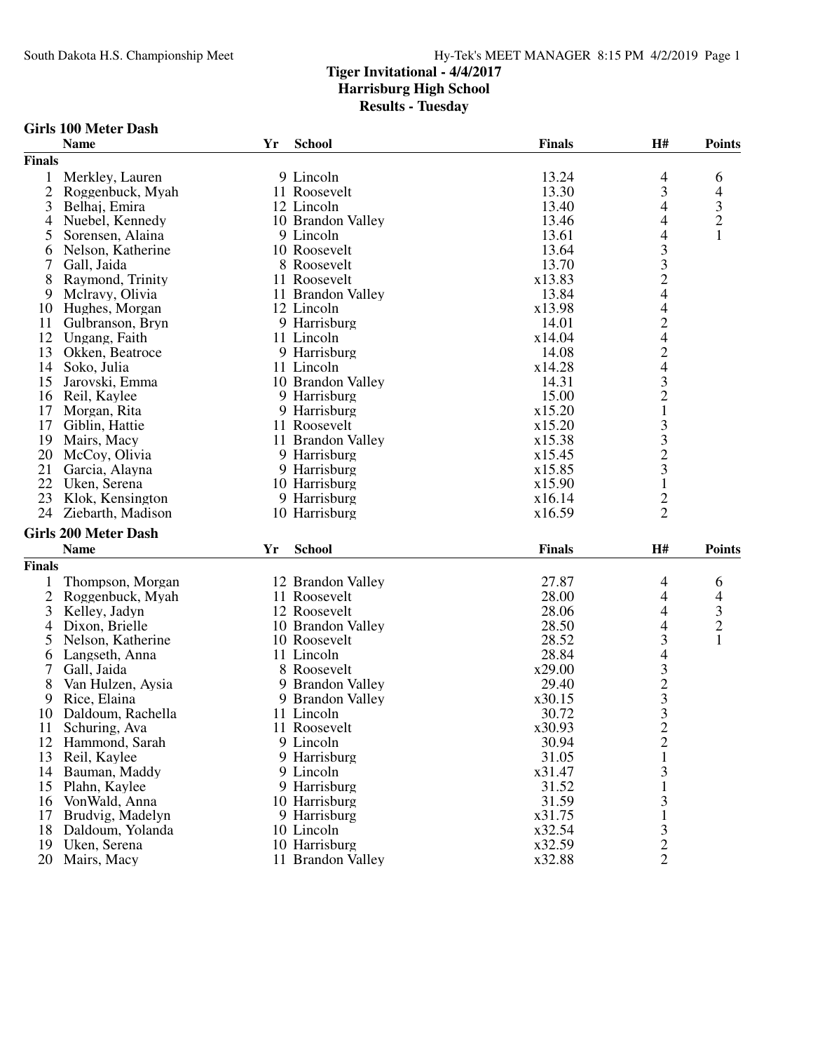# Tiger Invitational - 4/4/2017
## Harrisburg High School
## Results - Tuesday

### Girls 100 Meter Dash

| | Name | Yr | School | Finals | H# | Points |
|---|---|---|---|---|---|---|
| **Finals** | | | | | | |
| 1 | Merkley, Lauren | 9 | Lincoln | 13.24 | 4 | 6 |
| 2 | Roggenbuck, Myah | 11 | Roosevelt | 13.30 | 3 | 4 |
| 3 | Belhaj, Emira | 12 | Lincoln | 13.40 | 4 | 3 |
| 4 | Nuebel, Kennedy | 10 | Brandon Valley | 13.46 | 4 | 2 |
| 5 | Sorensen, Alaina | 9 | Lincoln | 13.61 | 4 | 1 |
| 6 | Nelson, Katherine | 10 | Roosevelt | 13.64 | 3 | |
| 7 | Gall, Jaida | 8 | Roosevelt | 13.70 | 3 | |
| 8 | Raymond, Trinity | 11 | Roosevelt | x13.83 | 2 | |
| 9 | Mclravy, Olivia | 11 | Brandon Valley | 13.84 | 4 | |
| 10 | Hughes, Morgan | 12 | Lincoln | x13.98 | 4 | |
| 11 | Gulbranson, Bryn | 9 | Harrisburg | 14.01 | 2 | |
| 12 | Ungang, Faith | 11 | Lincoln | x14.04 | 4 | |
| 13 | Okken, Beatroce | 9 | Harrisburg | 14.08 | 2 | |
| 14 | Soko, Julia | 11 | Lincoln | x14.28 | 4 | |
| 15 | Jarovski, Emma | 10 | Brandon Valley | 14.31 | 3 | |
| 16 | Reil, Kaylee | 9 | Harrisburg | 15.00 | 2 | |
| 17 | Morgan, Rita | 9 | Harrisburg | x15.20 | 1 | |
| 17 | Giblin, Hattie | 11 | Roosevelt | x15.20 | 3 | |
| 19 | Mairs, Macy | 11 | Brandon Valley | x15.38 | 3 | |
| 20 | McCoy, Olivia | 9 | Harrisburg | x15.45 | 2 | |
| 21 | Garcia, Alayna | 9 | Harrisburg | x15.85 | 3 | |
| 22 | Uken, Serena | 10 | Harrisburg | x15.90 | 1 | |
| 23 | Klok, Kensington | 9 | Harrisburg | x16.14 | 2 | |
| 24 | Ziebarth, Madison | 10 | Harrisburg | x16.59 | 2 | |

### Girls 200 Meter Dash

| | Name | Yr | School | Finals | H# | Points |
|---|---|---|---|---|---|---|
| **Finals** | | | | | | |
| 1 | Thompson, Morgan | 12 | Brandon Valley | 27.87 | 4 | 6 |
| 2 | Roggenbuck, Myah | 11 | Roosevelt | 28.00 | 4 | 4 |
| 3 | Kelley, Jadyn | 12 | Roosevelt | 28.06 | 4 | 3 |
| 4 | Dixon, Brielle | 10 | Brandon Valley | 28.50 | 4 | 2 |
| 5 | Nelson, Katherine | 10 | Roosevelt | 28.52 | 3 | 1 |
| 6 | Langseth, Anna | 11 | Lincoln | 28.84 | 4 | |
| 7 | Gall, Jaida | 8 | Roosevelt | x29.00 | 3 | |
| 8 | Van Hulzen, Aysia | 9 | Brandon Valley | 29.40 | 2 | |
| 9 | Rice, Elaina | 9 | Brandon Valley | x30.15 | 3 | |
| 10 | Daldoum, Rachella | 11 | Lincoln | 30.72 | 3 | |
| 11 | Schuring, Ava | 11 | Roosevelt | x30.93 | 2 | |
| 12 | Hammond, Sarah | 9 | Lincoln | 30.94 | 2 | |
| 13 | Reil, Kaylee | 9 | Harrisburg | 31.05 | 1 | |
| 14 | Bauman, Maddy | 9 | Lincoln | x31.47 | 3 | |
| 15 | Plahn, Kaylee | 9 | Harrisburg | 31.52 | 1 | |
| 16 | VonWald, Anna | 10 | Harrisburg | 31.59 | 3 | |
| 17 | Brudvig, Madelyn | 9 | Harrisburg | x31.75 | 1 | |
| 18 | Daldoum, Yolanda | 10 | Lincoln | x32.54 | 3 | |
| 19 | Uken, Serena | 10 | Harrisburg | x32.59 | 2 | |
| 20 | Mairs, Macy | 11 | Brandon Valley | x32.88 | 2 | |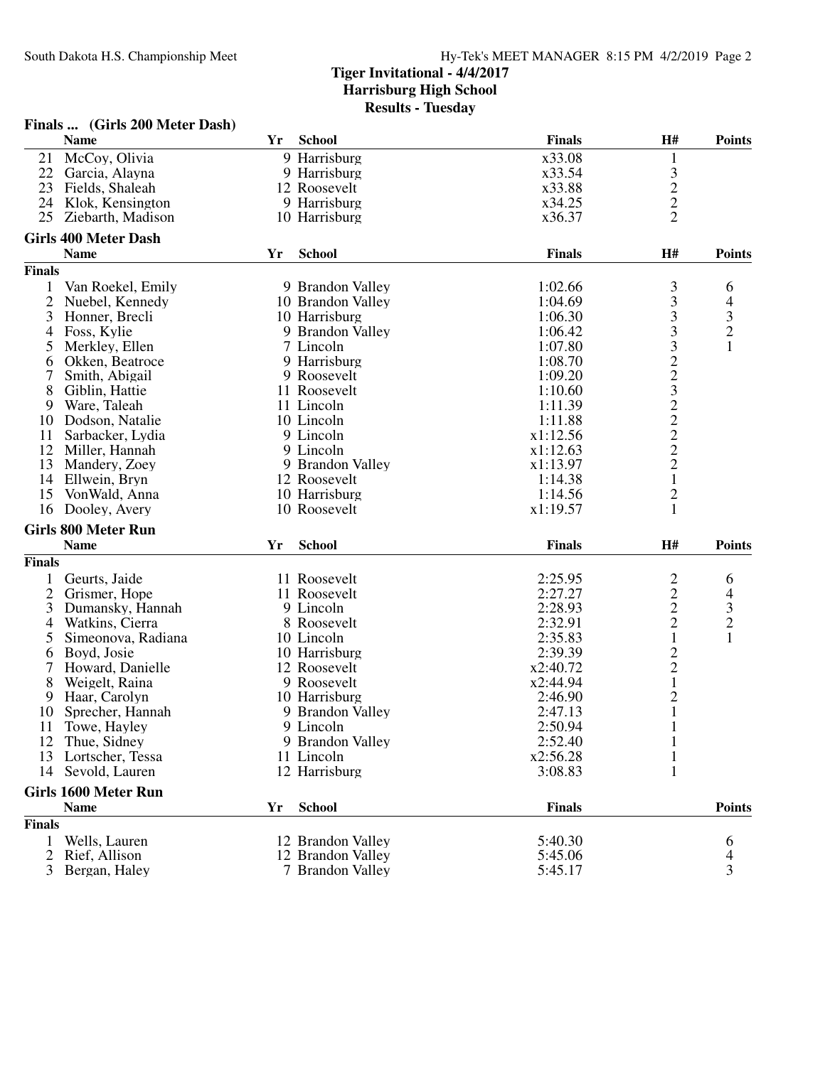## Tiger Invitational - 4/4/2017
## Harrisburg High School
## Results - Tuesday

### Finals ... (Girls 200 Meter Dash)

| | Name | Yr | School | Finals | H# | Points |
|---|---|---|---|---|---|---|
| 21 | McCoy, Olivia | 9 | Harrisburg | x33.08 | 1 | |
| 22 | Garcia, Alayna | 9 | Harrisburg | x33.54 | 3 | |
| 23 | Fields, Shaleah | 12 | Roosevelt | x33.88 | 2 | |
| 24 | Klok, Kensington | 9 | Harrisburg | x34.25 | 2 | |
| 25 | Ziebarth, Madison | 10 | Harrisburg | x36.37 | 2 | |

### Girls 400 Meter Dash

**Finals**

| | Name | Yr | School | Finals | H# | Points |
|---|---|---|---|---|---|---|
| 1 | Van Roekel, Emily | 9 | Brandon Valley | 1:02.66 | 3 | 6 |
| 2 | Nuebel, Kennedy | 10 | Brandon Valley | 1:04.69 | 3 | 4 |
| 3 | Honner, Brecli | 10 | Harrisburg | 1:06.30 | 3 | 3 |
| 4 | Foss, Kylie | 9 | Brandon Valley | 1:06.42 | 3 | 2 |
| 5 | Merkley, Ellen | 7 | Lincoln | 1:07.80 | 3 | 1 |
| 6 | Okken, Beatroce | 9 | Harrisburg | 1:08.70 | 2 | |
| 7 | Smith, Abigail | 9 | Roosevelt | 1:09.20 | 2 | |
| 8 | Giblin, Hattie | 11 | Roosevelt | 1:10.60 | 3 | |
| 9 | Ware, Taleah | 11 | Lincoln | 1:11.39 | 2 | |
| 10 | Dodson, Natalie | 10 | Lincoln | 1:11.88 | 2 | |
| 11 | Sarbacker, Lydia | 9 | Lincoln | x1:12.56 | 2 | |
| 12 | Miller, Hannah | 9 | Lincoln | x1:12.63 | 2 | |
| 13 | Mandery, Zoey | 9 | Brandon Valley | x1:13.97 | 2 | |
| 14 | Ellwein, Bryn | 12 | Roosevelt | 1:14.38 | 1 | |
| 15 | VonWald, Anna | 10 | Harrisburg | 1:14.56 | 2 | |
| 16 | Dooley, Avery | 10 | Roosevelt | x1:19.57 | 1 | |

### Girls 800 Meter Run

**Finals**

| | Name | Yr | School | Finals | H# | Points |
|---|---|---|---|---|---|---|
| 1 | Geurts, Jaide | 11 | Roosevelt | 2:25.95 | 2 | 6 |
| 2 | Grismer, Hope | 11 | Roosevelt | 2:27.27 | 2 | 4 |
| 3 | Dumansky, Hannah | 9 | Lincoln | 2:28.93 | 2 | 3 |
| 4 | Watkins, Cierra | 8 | Roosevelt | 2:32.91 | 2 | 2 |
| 5 | Simeonova, Radiana | 10 | Lincoln | 2:35.83 | 1 | 1 |
| 6 | Boyd, Josie | 10 | Harrisburg | 2:39.39 | 2 | |
| 7 | Howard, Danielle | 12 | Roosevelt | x2:40.72 | 2 | |
| 8 | Weigelt, Raina | 9 | Roosevelt | x2:44.94 | 1 | |
| 9 | Haar, Carolyn | 10 | Harrisburg | 2:46.90 | 2 | |
| 10 | Sprecher, Hannah | 9 | Brandon Valley | 2:47.13 | 1 | |
| 11 | Towe, Hayley | 9 | Lincoln | 2:50.94 | 1 | |
| 12 | Thue, Sidney | 9 | Brandon Valley | 2:52.40 | 1 | |
| 13 | Lortscher, Tessa | 11 | Lincoln | x2:56.28 | 1 | |
| 14 | Sevold, Lauren | 12 | Harrisburg | 3:08.83 | 1 | |

### Girls 1600 Meter Run

**Finals**

| | Name | Yr | School | Finals | Points |
|---|---|---|---|---|---|
| 1 | Wells, Lauren | 12 | Brandon Valley | 5:40.30 | 6 |
| 2 | Rief, Allison | 12 | Brandon Valley | 5:45.06 | 4 |
| 3 | Bergan, Haley | 7 | Brandon Valley | 5:45.17 | 3 |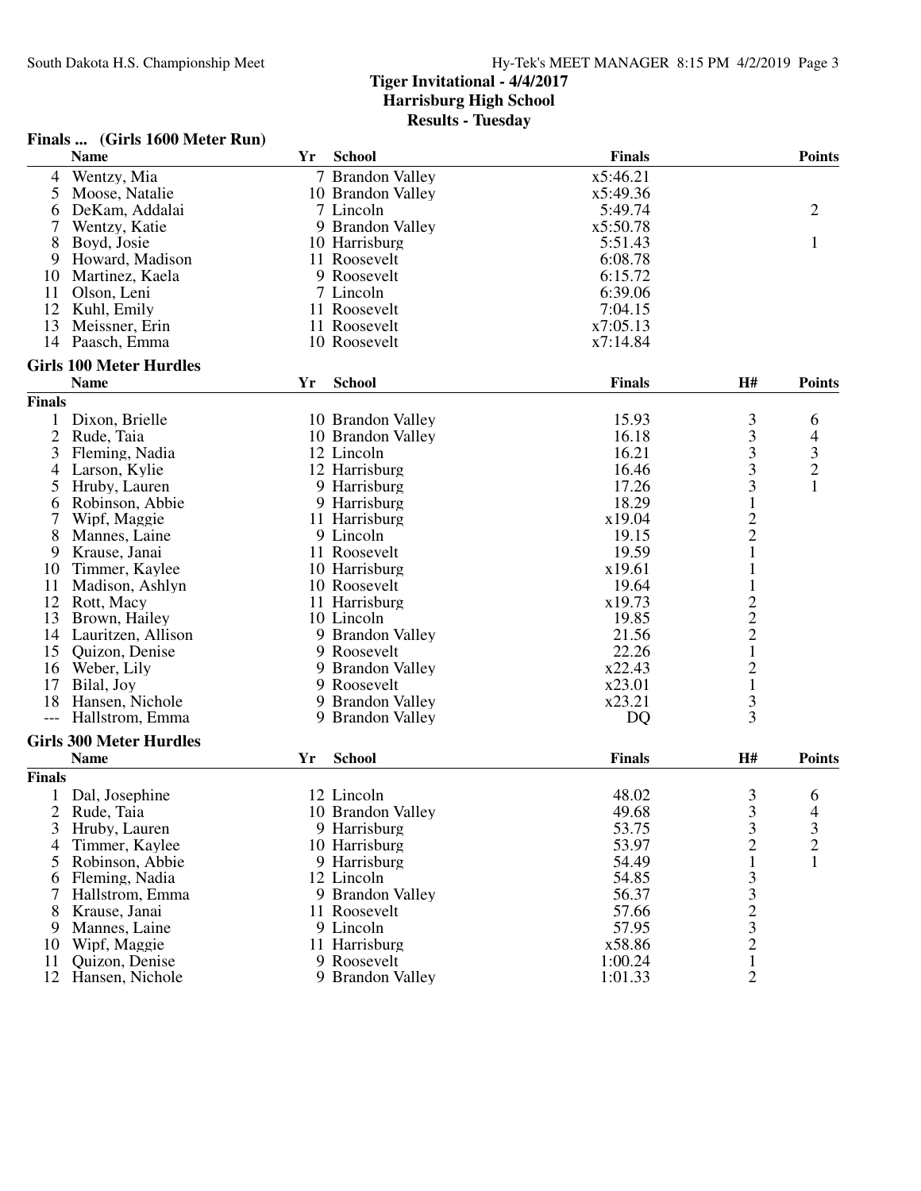# Tiger Invitational - 4/4/2017
## Harrisburg High School
## Results - Tuesday

### Finals ... (Girls 1600 Meter Run)

| | Name | Yr | School | Finals | Points |
|---|---|---|---|---|---|
| 4 | Wentzy, Mia | 7 | Brandon Valley | x5:46.21 | |
| 5 | Moose, Natalie | 10 | Brandon Valley | x5:49.36 | |
| 6 | DeKam, Addalai | 7 | Lincoln | 5:49.74 | 2 |
| 7 | Wentzy, Katie | 9 | Brandon Valley | x5:50.78 | |
| 8 | Boyd, Josie | 10 | Harrisburg | 5:51.43 | 1 |
| 9 | Howard, Madison | 11 | Roosevelt | 6:08.78 | |
| 10 | Martinez, Kaela | 9 | Roosevelt | 6:15.72 | |
| 11 | Olson, Leni | 7 | Lincoln | 6:39.06 | |
| 12 | Kuhl, Emily | 11 | Roosevelt | 7:04.15 | |
| 13 | Meissner, Erin | 11 | Roosevelt | x7:05.13 | |
| 14 | Paasch, Emma | 10 | Roosevelt | x7:14.84 | |

### Girls 100 Meter Hurdles

**Finals**

| | Name | Yr | School | Finals | H# | Points |
|---|---|---|---|---|---|---|
| 1 | Dixon, Brielle | 10 | Brandon Valley | 15.93 | 3 | 6 |
| 2 | Rude, Taia | 10 | Brandon Valley | 16.18 | 3 | 4 |
| 3 | Fleming, Nadia | 12 | Lincoln | 16.21 | 3 | 3 |
| 4 | Larson, Kylie | 12 | Harrisburg | 16.46 | 3 | 2 |
| 5 | Hruby, Lauren | 9 | Harrisburg | 17.26 | 3 | 1 |
| 6 | Robinson, Abbie | 9 | Harrisburg | 18.29 | 1 | |
| 7 | Wipf, Maggie | 11 | Harrisburg | x19.04 | 2 | |
| 8 | Mannes, Laine | 9 | Lincoln | 19.15 | 2 | |
| 9 | Krause, Janai | 11 | Roosevelt | 19.59 | 1 | |
| 10 | Timmer, Kaylee | 10 | Harrisburg | x19.61 | 1 | |
| 11 | Madison, Ashlyn | 10 | Roosevelt | 19.64 | 1 | |
| 12 | Rott, Macy | 11 | Harrisburg | x19.73 | 2 | |
| 13 | Brown, Hailey | 10 | Lincoln | 19.85 | 2 | |
| 14 | Lauritzen, Allison | 9 | Brandon Valley | 21.56 | 2 | |
| 15 | Quizon, Denise | 9 | Roosevelt | 22.26 | 1 | |
| 16 | Weber, Lily | 9 | Brandon Valley | x22.43 | 2 | |
| 17 | Bilal, Joy | 9 | Roosevelt | x23.01 | 1 | |
| 18 | Hansen, Nichole | 9 | Brandon Valley | x23.21 | 3 | |
| --- | Hallstrom, Emma | 9 | Brandon Valley | DQ | 3 | |

### Girls 300 Meter Hurdles

**Finals**

| | Name | Yr | School | Finals | H# | Points |
|---|---|---|---|---|---|---|
| 1 | Dal, Josephine | 12 | Lincoln | 48.02 | 3 | 6 |
| 2 | Rude, Taia | 10 | Brandon Valley | 49.68 | 3 | 4 |
| 3 | Hruby, Lauren | 9 | Harrisburg | 53.75 | 3 | 3 |
| 4 | Timmer, Kaylee | 10 | Harrisburg | 53.97 | 2 | 2 |
| 5 | Robinson, Abbie | 9 | Harrisburg | 54.49 | 1 | 1 |
| 6 | Fleming, Nadia | 12 | Lincoln | 54.85 | 3 | |
| 7 | Hallstrom, Emma | 9 | Brandon Valley | 56.37 | 3 | |
| 8 | Krause, Janai | 11 | Roosevelt | 57.66 | 2 | |
| 9 | Mannes, Laine | 9 | Lincoln | 57.95 | 3 | |
| 10 | Wipf, Maggie | 11 | Harrisburg | x58.86 | 2 | |
| 11 | Quizon, Denise | 9 | Roosevelt | 1:00.24 | 1 | |
| 12 | Hansen, Nichole | 9 | Brandon Valley | 1:01.33 | 2 | |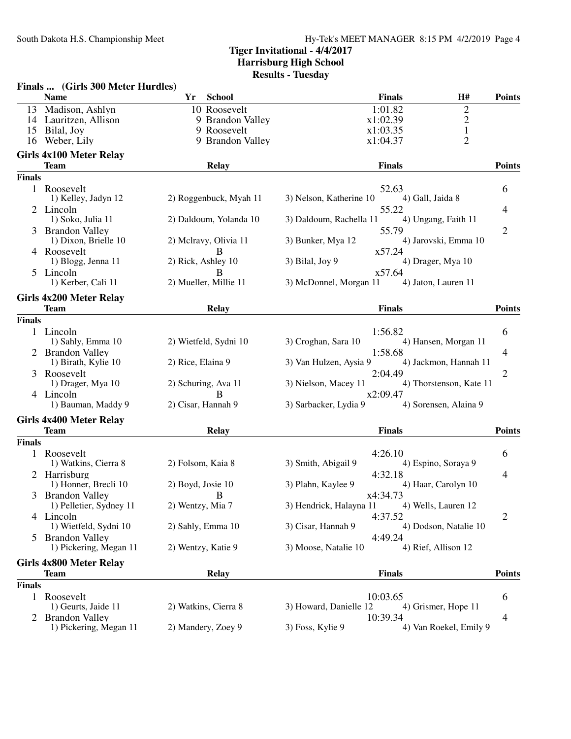# Tiger Invitational - 4/4/2017
## Harrisburg High School
### Results - Tuesday

**Finals ... (Girls 300 Meter Hurdles)**

| | Name | Yr | School | Finals | H# | Points |
|---|---|---|---|---|---|---|
| 13 | Madison, Ashlyn | 10 | Roosevelt | 1:01.82 | 2 | |
| 14 | Lauritzen, Allison | 9 | Brandon Valley | x1:02.39 | 2 | |
| 15 | Bilal, Joy | 9 | Roosevelt | x1:03.35 | 1 | |
| 16 | Weber, Lily | 9 | Brandon Valley | x1:04.37 | 2 | |

**Girls 4x100 Meter Relay**

| | Team | Relay | Finals | Points |
|---|---|---|---|---|
| **Finals** | | | | |
| 1 | Roosevelt | | 52.63 | 6 |
| | 1) Kelley, Jadyn 12 | 2) Roggenbuck, Myah 11 | 3) Nelson, Katherine 10 | 4) Gall, Jaida 8 |
| 2 | Lincoln | | 55.22 | 4 |
| | 1) Soko, Julia 11 | 2) Daldoum, Yolanda 10 | 3) Daldoum, Rachella 11 | 4) Ungang, Faith 11 |
| 3 | Brandon Valley | | 55.79 | 2 |
| | 1) Dixon, Brielle 10 | 2) Mclravy, Olivia 11 | 3) Bunker, Mya 12 | 4) Jarovski, Emma 10 |
| 4 | Roosevelt | B | x57.24 | |
| | 1) Blogg, Jenna 11 | 2) Rick, Ashley 10 | 3) Bilal, Joy 9 | 4) Drager, Mya 10 |
| 5 | Lincoln | B | x57.64 | |
| | 1) Kerber, Cali 11 | 2) Mueller, Millie 11 | 3) McDonnel, Morgan 11 | 4) Jaton, Lauren 11 |

**Girls 4x200 Meter Relay**

| | Team | Relay | Finals | Points |
|---|---|---|---|---|
| **Finals** | | | | |
| 1 | Lincoln | | 1:56.82 | 6 |
| | 1) Sahly, Emma 10 | 2) Wietfeld, Sydni 10 | 3) Croghan, Sara 10 | 4) Hansen, Morgan 11 |
| 2 | Brandon Valley | | 1:58.68 | 4 |
| | 1) Birath, Kylie 10 | 2) Rice, Elaina 9 | 3) Van Hulzen, Aysia 9 | 4) Jackmon, Hannah 11 |
| 3 | Roosevelt | | 2:04.49 | 2 |
| | 1) Drager, Mya 10 | 2) Schuring, Ava 11 | 3) Nielson, Macey 11 | 4) Thorstenson, Kate 11 |
| 4 | Lincoln | B | x2:09.47 | |
| | 1) Bauman, Maddy 9 | 2) Cisar, Hannah 9 | 3) Sarbacker, Lydia 9 | 4) Sorensen, Alaina 9 |

**Girls 4x400 Meter Relay**

| | Team | Relay | Finals | Points |
|---|---|---|---|---|
| **Finals** | | | | |
| 1 | Roosevelt | | 4:26.10 | 6 |
| | 1) Watkins, Cierra 8 | 2) Folsom, Kaia 8 | 3) Smith, Abigail 9 | 4) Espino, Soraya 9 |
| 2 | Harrisburg | | 4:32.18 | 4 |
| | 1) Honner, Brecli 10 | 2) Boyd, Josie 10 | 3) Plahn, Kaylee 9 | 4) Haar, Carolyn 10 |
| 3 | Brandon Valley | B | x4:34.73 | |
| | 1) Pelletier, Sydney 11 | 2) Wentzy, Mia 7 | 3) Hendrick, Halayna 11 | 4) Wells, Lauren 12 |
| 4 | Lincoln | | 4:37.52 | 2 |
| | 1) Wietfeld, Sydni 10 | 2) Sahly, Emma 10 | 3) Cisar, Hannah 9 | 4) Dodson, Natalie 10 |
| 5 | Brandon Valley | | 4:49.24 | |
| | 1) Pickering, Megan 11 | 2) Wentzy, Katie 9 | 3) Moose, Natalie 10 | 4) Rief, Allison 12 |

**Girls 4x800 Meter Relay**

| | Team | Relay | Finals | Points |
|---|---|---|---|---|
| **Finals** | | | | |
| 1 | Roosevelt | | 10:03.65 | 6 |
| | 1) Geurts, Jaide 11 | 2) Watkins, Cierra 8 | 3) Howard, Danielle 12 | 4) Grismer, Hope 11 |
| 2 | Brandon Valley | | 10:39.34 | 4 |
| | 1) Pickering, Megan 11 | 2) Mandery, Zoey 9 | 3) Foss, Kylie 9 | 4) Van Roekel, Emily 9 |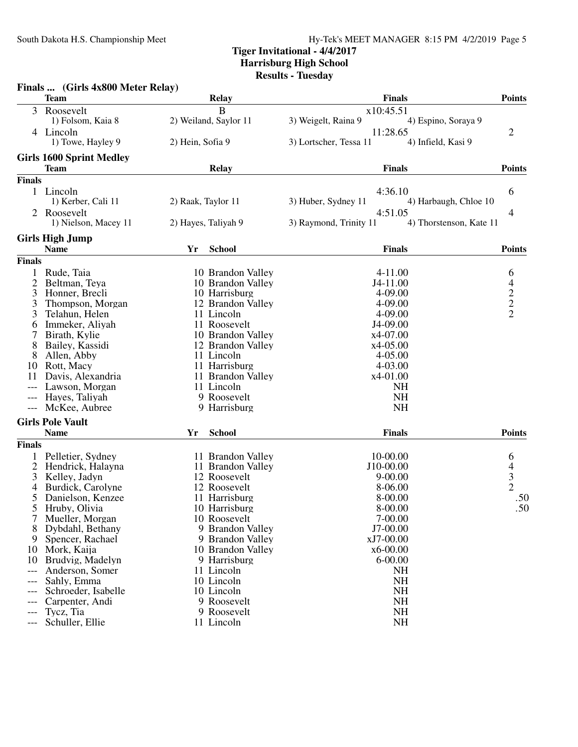**Tiger Invitational - 4/4/2017**
**Harrisburg High School**
**Results - Tuesday**

### Finals ... (Girls 4x800 Meter Relay)

| | Team | Relay | | | Finals | Points |
|---|---|---|---|---|---|---|
| 3 | Roosevelt | B | | | x10:45.51 | |
| | 1) Folsom, Kaia 8 | 2) Weiland, Saylor 11 | 3) Weigelt, Raina 9 | 4) Espino, Soraya 9 | | |
| 4 | Lincoln | | | | 11:28.65 | 2 |
| | 1) Towe, Hayley 9 | 2) Hein, Sofia 9 | 3) Lortscher, Tessa 11 | 4) Infield, Kasi 9 | | |

### Girls 1600 Sprint Medley

**Finals**

| | Team | Relay | | | Finals | Points |
|---|---|---|---|---|---|---|
| 1 | Lincoln | | | | 4:36.10 | 6 |
| | 1) Kerber, Cali 11 | 2) Raak, Taylor 11 | 3) Huber, Sydney 11 | 4) Harbaugh, Chloe 10 | | |
| 2 | Roosevelt | | | | 4:51.05 | 4 |
| | 1) Nielson, Macey 11 | 2) Hayes, Taliyah 9 | 3) Raymond, Trinity 11 | 4) Thorstenson, Kate 11 | | |

### Girls High Jump

**Finals**

| | Name | Yr | School | Finals | Points |
|---|---|---|---|---|---|
| 1 | Rude, Taia | 10 | Brandon Valley | 4-11.00 | 6 |
| 2 | Beltman, Teya | 10 | Brandon Valley | J4-11.00 | 4 |
| 3 | Honner, Brecli | 10 | Harrisburg | 4-09.00 | 2 |
| 3 | Thompson, Morgan | 12 | Brandon Valley | 4-09.00 | 2 |
| 3 | Telahun, Helen | 11 | Lincoln | 4-09.00 | 2 |
| 6 | Immeker, Aliyah | 11 | Roosevelt | J4-09.00 | |
| 7 | Birath, Kylie | 10 | Brandon Valley | x4-07.00 | |
| 8 | Bailey, Kassidi | 12 | Brandon Valley | x4-05.00 | |
| 8 | Allen, Abby | 11 | Lincoln | 4-05.00 | |
| 10 | Rott, Macy | 11 | Harrisburg | 4-03.00 | |
| 11 | Davis, Alexandria | 11 | Brandon Valley | x4-01.00 | |
| --- | Lawson, Morgan | 11 | Lincoln | NH | |
| --- | Hayes, Taliyah | 9 | Roosevelt | NH | |
| --- | McKee, Aubree | 9 | Harrisburg | NH | |

### Girls Pole Vault

**Finals**

| | Name | Yr | School | Finals | Points |
|---|---|---|---|---|---|
| 1 | Pelletier, Sydney | 11 | Brandon Valley | 10-00.00 | 6 |
| 2 | Hendrick, Halayna | 11 | Brandon Valley | J10-00.00 | 4 |
| 3 | Kelley, Jadyn | 12 | Roosevelt | 9-00.00 | 3 |
| 4 | Burdick, Carolyne | 12 | Roosevelt | 8-06.00 | 2 |
| 5 | Danielson, Kenzee | 11 | Harrisburg | 8-00.00 | .50 |
| 5 | Hruby, Olivia | 10 | Harrisburg | 8-00.00 | .50 |
| 7 | Mueller, Morgan | 10 | Roosevelt | 7-00.00 | |
| 8 | Dybdahl, Bethany | 9 | Brandon Valley | J7-00.00 | |
| 9 | Spencer, Rachael | 9 | Brandon Valley | xJ7-00.00 | |
| 10 | Mork, Kaija | 10 | Brandon Valley | x6-00.00 | |
| 10 | Brudvig, Madelyn | 9 | Harrisburg | 6-00.00 | |
| --- | Anderson, Somer | 11 | Lincoln | NH | |
| --- | Sahly, Emma | 10 | Lincoln | NH | |
| --- | Schroeder, Isabelle | 10 | Lincoln | NH | |
| --- | Carpenter, Andi | 9 | Roosevelt | NH | |
| --- | Tycz, Tia | 9 | Roosevelt | NH | |
| --- | Schuller, Ellie | 11 | Lincoln | NH | |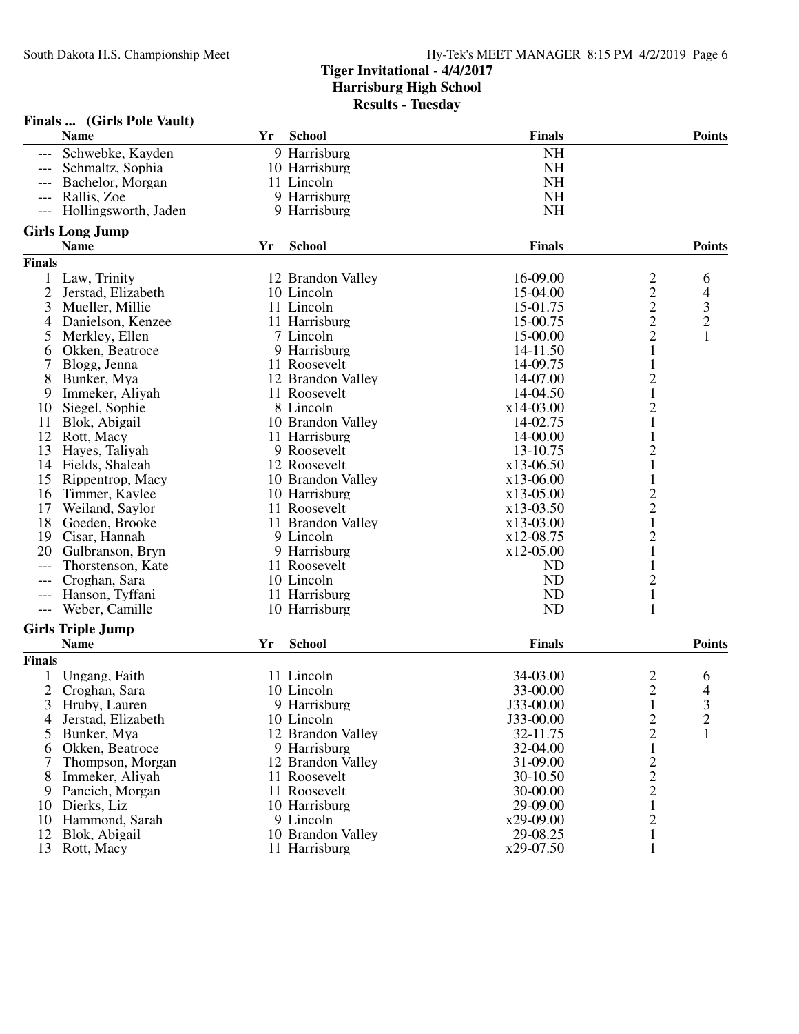**Tiger Invitational - 4/4/2017**
**Harrisburg High School**
**Results - Tuesday**

### Finals ... (Girls Pole Vault)

| | Name | Yr | School | Finals | | Points |
|---|---|---|---|---|---|---|
| --- | Schwebke, Kayden | 9 | Harrisburg | NH | | |
| --- | Schmaltz, Sophia | 10 | Harrisburg | NH | | |
| --- | Bachelor, Morgan | 11 | Lincoln | NH | | |
| --- | Rallis, Zoe | 9 | Harrisburg | NH | | |
| --- | Hollingsworth, Jaden | 9 | Harrisburg | NH | | |

### Girls Long Jump

**Finals**

| | Name | Yr | School | Finals | | Points |
|---|---|---|---|---|---|---|
| 1 | Law, Trinity | 12 | Brandon Valley | 16-09.00 | 2 | 6 |
| 2 | Jerstad, Elizabeth | 10 | Lincoln | 15-04.00 | 2 | 4 |
| 3 | Mueller, Millie | 11 | Lincoln | 15-01.75 | 2 | 3 |
| 4 | Danielson, Kenzee | 11 | Harrisburg | 15-00.75 | 2 | 2 |
| 5 | Merkley, Ellen | 7 | Lincoln | 15-00.00 | 2 | 1 |
| 6 | Okken, Beatroce | 9 | Harrisburg | 14-11.50 | 1 | |
| 7 | Blogg, Jenna | 11 | Roosevelt | 14-09.75 | 1 | |
| 8 | Bunker, Mya | 12 | Brandon Valley | 14-07.00 | 2 | |
| 9 | Immeker, Aliyah | 11 | Roosevelt | 14-04.50 | 1 | |
| 10 | Siegel, Sophie | 8 | Lincoln | x14-03.00 | 2 | |
| 11 | Blok, Abigail | 10 | Brandon Valley | 14-02.75 | 1 | |
| 12 | Rott, Macy | 11 | Harrisburg | 14-00.00 | 1 | |
| 13 | Hayes, Taliyah | 9 | Roosevelt | 13-10.75 | 2 | |
| 14 | Fields, Shaleah | 12 | Roosevelt | x13-06.50 | 1 | |
| 15 | Rippentrop, Macy | 10 | Brandon Valley | x13-06.00 | 1 | |
| 16 | Timmer, Kaylee | 10 | Harrisburg | x13-05.00 | 2 | |
| 17 | Weiland, Saylor | 11 | Roosevelt | x13-03.50 | 2 | |
| 18 | Goeden, Brooke | 11 | Brandon Valley | x13-03.00 | 1 | |
| 19 | Cisar, Hannah | 9 | Lincoln | x12-08.75 | 2 | |
| 20 | Gulbranson, Bryn | 9 | Harrisburg | x12-05.00 | 1 | |
| --- | Thorstenson, Kate | 11 | Roosevelt | ND | 1 | |
| --- | Croghan, Sara | 10 | Lincoln | ND | 2 | |
| --- | Hanson, Tyffani | 11 | Harrisburg | ND | 1 | |
| --- | Weber, Camille | 10 | Harrisburg | ND | 1 | |

### Girls Triple Jump

**Finals**

| | Name | Yr | School | Finals | | Points |
|---|---|---|---|---|---|---|
| 1 | Ungang, Faith | 11 | Lincoln | 34-03.00 | 2 | 6 |
| 2 | Croghan, Sara | 10 | Lincoln | 33-00.00 | 2 | 4 |
| 3 | Hruby, Lauren | 9 | Harrisburg | J33-00.00 | 1 | 3 |
| 4 | Jerstad, Elizabeth | 10 | Lincoln | J33-00.00 | 2 | 2 |
| 5 | Bunker, Mya | 12 | Brandon Valley | 32-11.75 | 2 | 1 |
| 6 | Okken, Beatroce | 9 | Harrisburg | 32-04.00 | 1 | |
| 7 | Thompson, Morgan | 12 | Brandon Valley | 31-09.00 | 2 | |
| 8 | Immeker, Aliyah | 11 | Roosevelt | 30-10.50 | 2 | |
| 9 | Pancich, Morgan | 11 | Roosevelt | 30-00.00 | 2 | |
| 10 | Dierks, Liz | 10 | Harrisburg | 29-09.00 | 1 | |
| 10 | Hammond, Sarah | 9 | Lincoln | x29-09.00 | 2 | |
| 12 | Blok, Abigail | 10 | Brandon Valley | 29-08.25 | 1 | |
| 13 | Rott, Macy | 11 | Harrisburg | x29-07.50 | 1 | |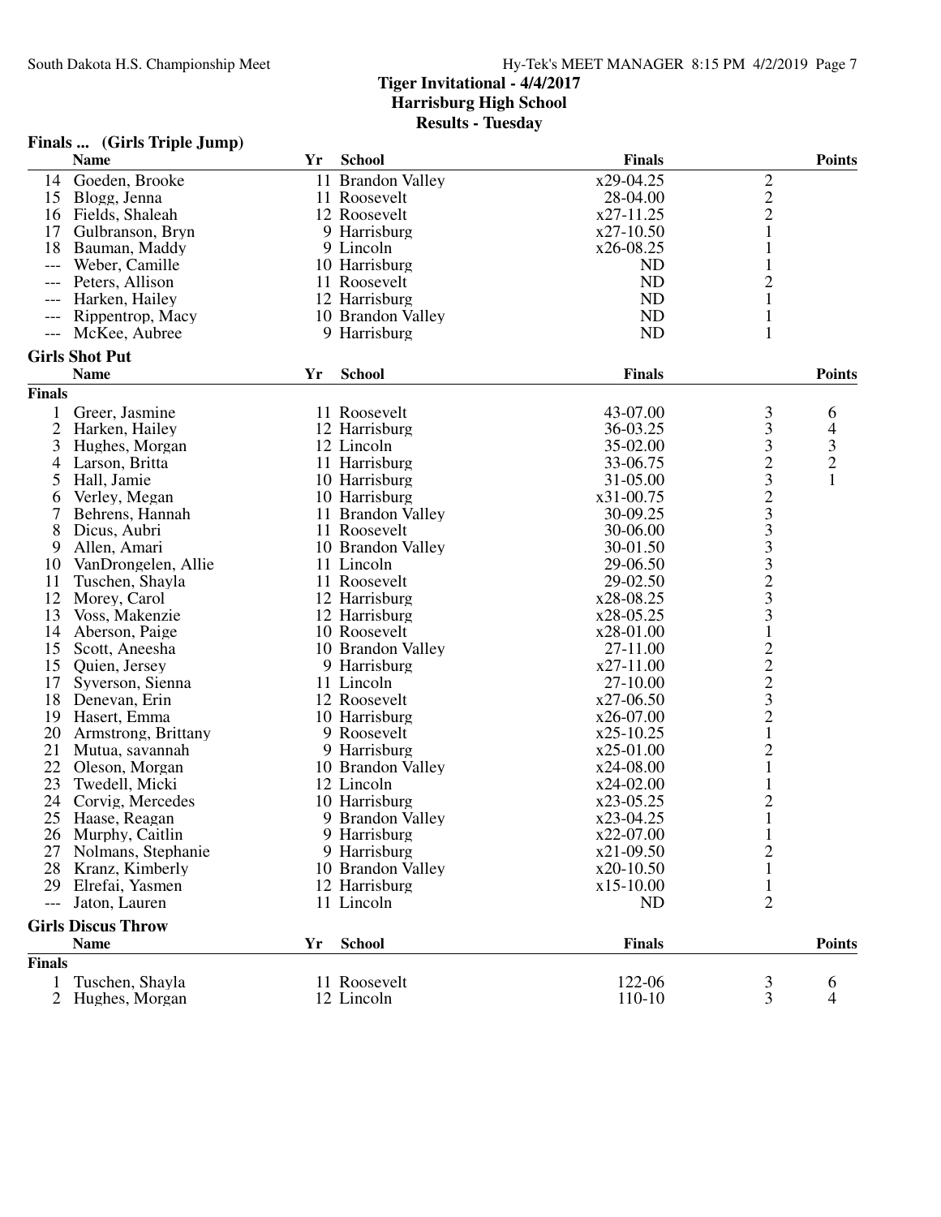## Tiger Invitational - 4/4/2017
## Harrisburg High School
## Results - Tuesday

### Finals ... (Girls Triple Jump)

| | Name | Yr | School | Finals | | Points |
|---|---|---|---|---|---|---|
| 14 | Goeden, Brooke | 11 | Brandon Valley | x29-04.25 | 2 | |
| 15 | Blogg, Jenna | 11 | Roosevelt | 28-04.00 | 2 | |
| 16 | Fields, Shaleah | 12 | Roosevelt | x27-11.25 | 2 | |
| 17 | Gulbranson, Bryn | 9 | Harrisburg | x27-10.50 | 1 | |
| 18 | Bauman, Maddy | 9 | Lincoln | x26-08.25 | 1 | |
| --- | Weber, Camille | 10 | Harrisburg | ND | 1 | |
| --- | Peters, Allison | 11 | Roosevelt | ND | 2 | |
| --- | Harken, Hailey | 12 | Harrisburg | ND | 1 | |
| --- | Rippentrop, Macy | 10 | Brandon Valley | ND | 1 | |
| --- | McKee, Aubree | 9 | Harrisburg | ND | 1 | |

### Girls Shot Put

**Finals**

| | Name | Yr | School | Finals | | Points |
|---|---|---|---|---|---|---|
| 1 | Greer, Jasmine | 11 | Roosevelt | 43-07.00 | 3 | 6 |
| 2 | Harken, Hailey | 12 | Harrisburg | 36-03.25 | 3 | 4 |
| 3 | Hughes, Morgan | 12 | Lincoln | 35-02.00 | 3 | 3 |
| 4 | Larson, Britta | 11 | Harrisburg | 33-06.75 | 2 | 2 |
| 5 | Hall, Jamie | 10 | Harrisburg | 31-05.00 | 3 | 1 |
| 6 | Verley, Megan | 10 | Harrisburg | x31-00.75 | 2 | |
| 7 | Behrens, Hannah | 11 | Brandon Valley | 30-09.25 | 3 | |
| 8 | Dicus, Aubri | 11 | Roosevelt | 30-06.00 | 3 | |
| 9 | Allen, Amari | 10 | Brandon Valley | 30-01.50 | 3 | |
| 10 | VanDrongelen, Allie | 11 | Lincoln | 29-06.50 | 3 | |
| 11 | Tuschen, Shayla | 11 | Roosevelt | 29-02.50 | 2 | |
| 12 | Morey, Carol | 12 | Harrisburg | x28-08.25 | 3 | |
| 13 | Voss, Makenzie | 12 | Harrisburg | x28-05.25 | 3 | |
| 14 | Aberson, Paige | 10 | Roosevelt | x28-01.00 | 1 | |
| 15 | Scott, Aneesha | 10 | Brandon Valley | 27-11.00 | 2 | |
| 15 | Quien, Jersey | 9 | Harrisburg | x27-11.00 | 2 | |
| 17 | Syverson, Sienna | 11 | Lincoln | 27-10.00 | 2 | |
| 18 | Denevan, Erin | 12 | Roosevelt | x27-06.50 | 3 | |
| 19 | Hasert, Emma | 10 | Harrisburg | x26-07.00 | 2 | |
| 20 | Armstrong, Brittany | 9 | Roosevelt | x25-10.25 | 1 | |
| 21 | Mutua, savannah | 9 | Harrisburg | x25-01.00 | 2 | |
| 22 | Oleson, Morgan | 10 | Brandon Valley | x24-08.00 | 1 | |
| 23 | Twedell, Micki | 12 | Lincoln | x24-02.00 | 1 | |
| 24 | Corvig, Mercedes | 10 | Harrisburg | x23-05.25 | 2 | |
| 25 | Haase, Reagan | 9 | Brandon Valley | x23-04.25 | 1 | |
| 26 | Murphy, Caitlin | 9 | Harrisburg | x22-07.00 | 1 | |
| 27 | Nolmans, Stephanie | 9 | Harrisburg | x21-09.50 | 2 | |
| 28 | Kranz, Kimberly | 10 | Brandon Valley | x20-10.50 | 1 | |
| 29 | Elrefai, Yasmen | 12 | Harrisburg | x15-10.00 | 1 | |
| --- | Jaton, Lauren | 11 | Lincoln | ND | 2 | |

### Girls Discus Throw

**Finals**

| | Name | Yr | School | Finals | | Points |
|---|---|---|---|---|---|---|
| 1 | Tuschen, Shayla | 11 | Roosevelt | 122-06 | 3 | 6 |
| 2 | Hughes, Morgan | 12 | Lincoln | 110-10 | 3 | 4 |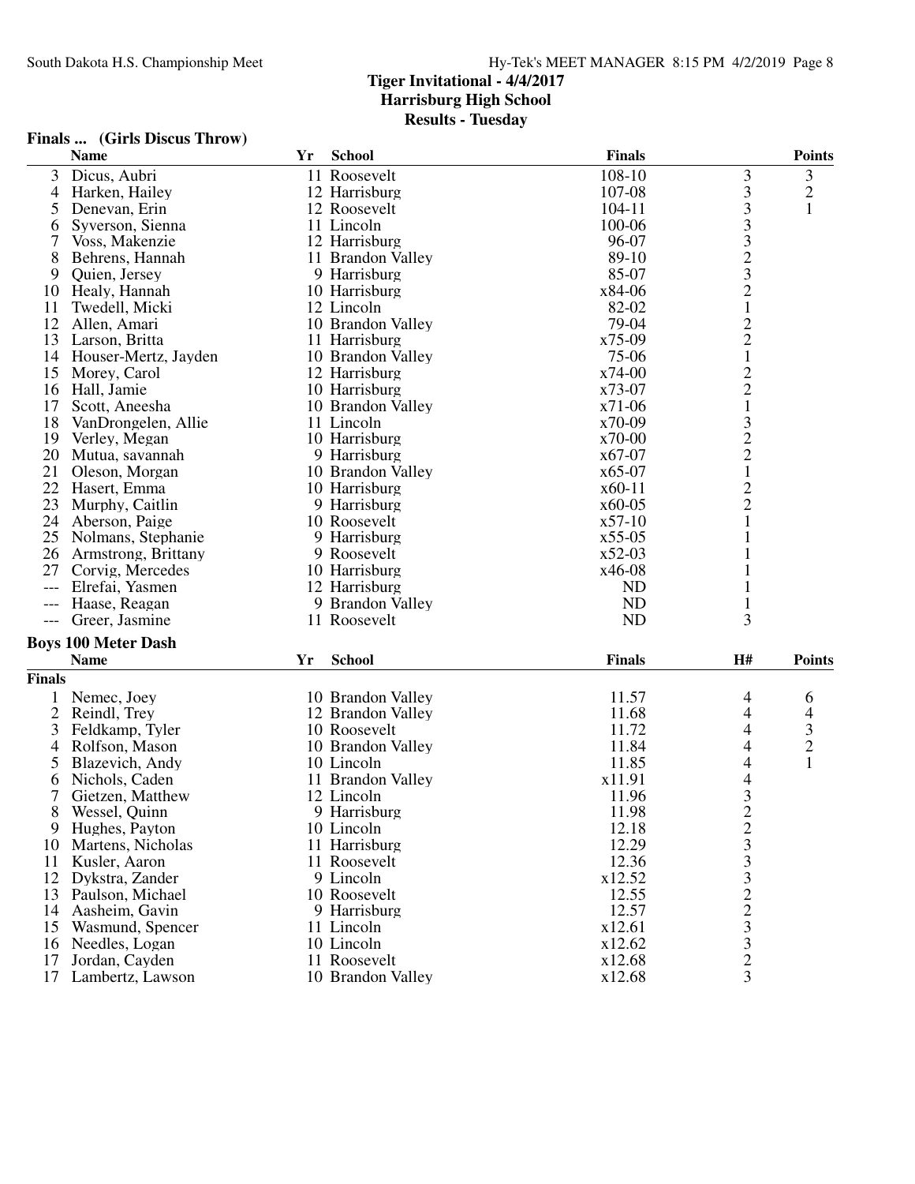**Tiger Invitational - 4/4/2017**
**Harrisburg High School**
**Results - Tuesday**

### Finals ... (Girls Discus Throw)

| | Name | Yr | School | Finals | | Points |
|---|---|---|---|---|---|---|
| 3 | Dicus, Aubri | 11 | Roosevelt | 108-10 | 3 | 3 |
| 4 | Harken, Hailey | 12 | Harrisburg | 107-08 | 3 | 2 |
| 5 | Denevan, Erin | 12 | Roosevelt | 104-11 | 3 | 1 |
| 6 | Syverson, Sienna | 11 | Lincoln | 100-06 | 3 | |
| 7 | Voss, Makenzie | 12 | Harrisburg | 96-07 | 3 | |
| 8 | Behrens, Hannah | 11 | Brandon Valley | 89-10 | 2 | |
| 9 | Quien, Jersey | 9 | Harrisburg | 85-07 | 3 | |
| 10 | Healy, Hannah | 10 | Harrisburg | x84-06 | 2 | |
| 11 | Twedell, Micki | 12 | Lincoln | 82-02 | 1 | |
| 12 | Allen, Amari | 10 | Brandon Valley | 79-04 | 2 | |
| 13 | Larson, Britta | 11 | Harrisburg | x75-09 | 2 | |
| 14 | Houser-Mertz, Jayden | 10 | Brandon Valley | 75-06 | 1 | |
| 15 | Morey, Carol | 12 | Harrisburg | x74-00 | 2 | |
| 16 | Hall, Jamie | 10 | Harrisburg | x73-07 | 2 | |
| 17 | Scott, Aneesha | 10 | Brandon Valley | x71-06 | 1 | |
| 18 | VanDrongelen, Allie | 11 | Lincoln | x70-09 | 3 | |
| 19 | Verley, Megan | 10 | Harrisburg | x70-00 | 2 | |
| 20 | Mutua, savannah | 9 | Harrisburg | x67-07 | 2 | |
| 21 | Oleson, Morgan | 10 | Brandon Valley | x65-07 | 1 | |
| 22 | Hasert, Emma | 10 | Harrisburg | x60-11 | 2 | |
| 23 | Murphy, Caitlin | 9 | Harrisburg | x60-05 | 2 | |
| 24 | Aberson, Paige | 10 | Roosevelt | x57-10 | 1 | |
| 25 | Nolmans, Stephanie | 9 | Harrisburg | x55-05 | 1 | |
| 26 | Armstrong, Brittany | 9 | Roosevelt | x52-03 | 1 | |
| 27 | Corvig, Mercedes | 10 | Harrisburg | x46-08 | 1 | |
| --- | Elrefai, Yasmen | 12 | Harrisburg | ND | 1 | |
| --- | Haase, Reagan | 9 | Brandon Valley | ND | 1 | |
| --- | Greer, Jasmine | 11 | Roosevelt | ND | 3 | |

### Boys 100 Meter Dash

**Finals**

| | Name | Yr | School | Finals | H# | Points |
|---|---|---|---|---|---|---|
| 1 | Nemec, Joey | 10 | Brandon Valley | 11.57 | 4 | 6 |
| 2 | Reindl, Trey | 12 | Brandon Valley | 11.68 | 4 | 4 |
| 3 | Feldkamp, Tyler | 10 | Roosevelt | 11.72 | 4 | 3 |
| 4 | Rolfson, Mason | 10 | Brandon Valley | 11.84 | 4 | 2 |
| 5 | Blazevich, Andy | 10 | Lincoln | 11.85 | 4 | 1 |
| 6 | Nichols, Caden | 11 | Brandon Valley | x11.91 | 4 | |
| 7 | Gietzen, Matthew | 12 | Lincoln | 11.96 | 3 | |
| 8 | Wessel, Quinn | 9 | Harrisburg | 11.98 | 2 | |
| 9 | Hughes, Payton | 10 | Lincoln | 12.18 | 2 | |
| 10 | Martens, Nicholas | 11 | Harrisburg | 12.29 | 3 | |
| 11 | Kusler, Aaron | 11 | Roosevelt | 12.36 | 3 | |
| 12 | Dykstra, Zander | 9 | Lincoln | x12.52 | 3 | |
| 13 | Paulson, Michael | 10 | Roosevelt | 12.55 | 2 | |
| 14 | Aasheim, Gavin | 9 | Harrisburg | 12.57 | 2 | |
| 15 | Wasmund, Spencer | 11 | Lincoln | x12.61 | 3 | |
| 16 | Needles, Logan | 10 | Lincoln | x12.62 | 3 | |
| 17 | Jordan, Cayden | 11 | Roosevelt | x12.68 | 2 | |
| 17 | Lambertz, Lawson | 10 | Brandon Valley | x12.68 | 3 | |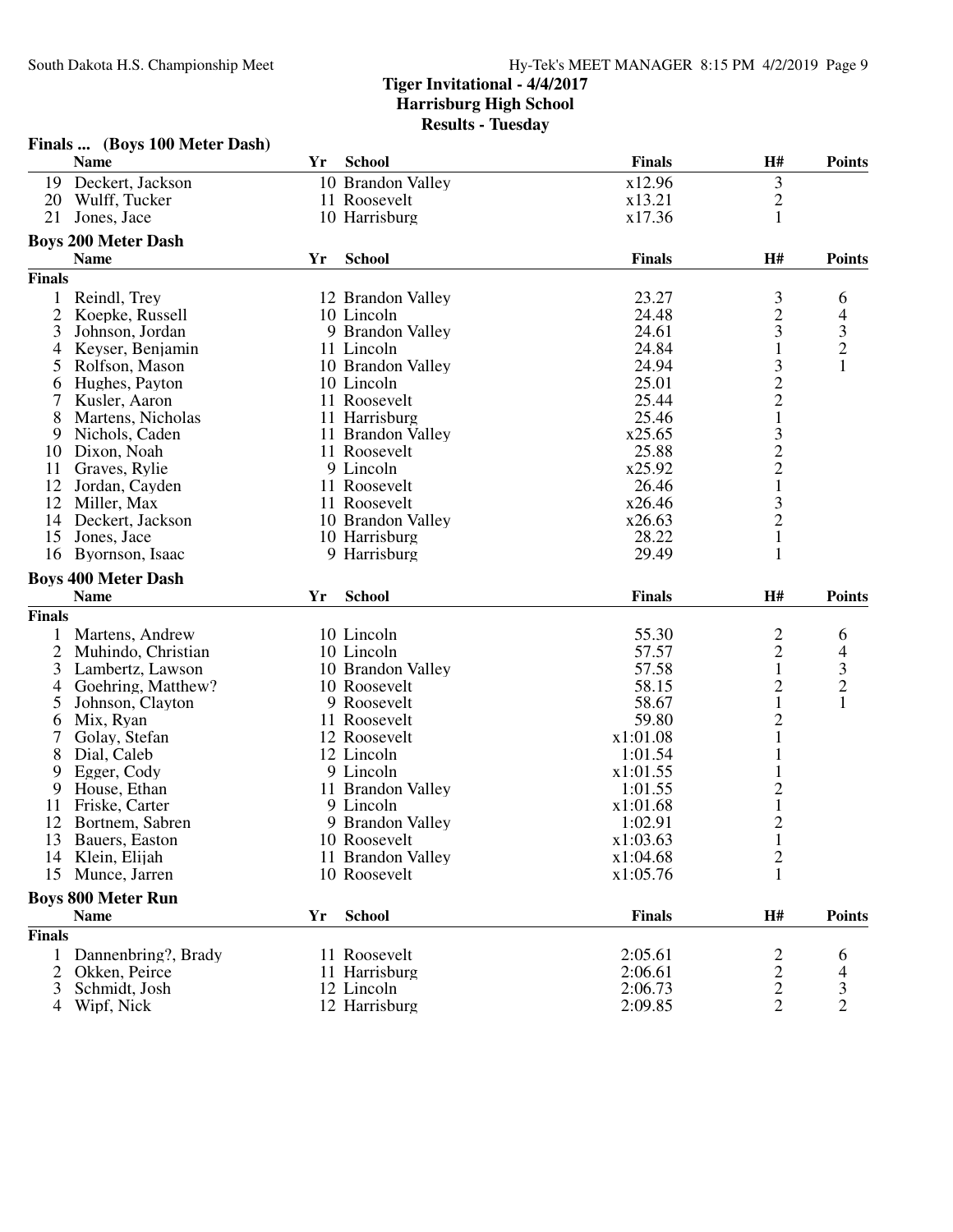## Tiger Invitational - 4/4/2017
## Harrisburg High School
## Results - Tuesday

### Finals ... (Boys 100 Meter Dash)

| | Name | Yr | School | Finals | H# | Points |
|---|---|---|---|---|---|---|
| 19 | Deckert, Jackson | 10 | Brandon Valley | x12.96 | 3 | |
| 20 | Wulff, Tucker | 11 | Roosevelt | x13.21 | 2 | |
| 21 | Jones, Jace | 10 | Harrisburg | x17.36 | 1 | |

### Boys 200 Meter Dash

**Finals**

| | Name | Yr | School | Finals | H# | Points |
|---|---|---|---|---|---|---|
| 1 | Reindl, Trey | 12 | Brandon Valley | 23.27 | 3 | 6 |
| 2 | Koepke, Russell | 10 | Lincoln | 24.48 | 2 | 4 |
| 3 | Johnson, Jordan | 9 | Brandon Valley | 24.61 | 3 | 3 |
| 4 | Keyser, Benjamin | 11 | Lincoln | 24.84 | 1 | 2 |
| 5 | Rolfson, Mason | 10 | Brandon Valley | 24.94 | 3 | 1 |
| 6 | Hughes, Payton | 10 | Lincoln | 25.01 | 2 | |
| 7 | Kusler, Aaron | 11 | Roosevelt | 25.44 | 2 | |
| 8 | Martens, Nicholas | 11 | Harrisburg | 25.46 | 1 | |
| 9 | Nichols, Caden | 11 | Brandon Valley | x25.65 | 3 | |
| 10 | Dixon, Noah | 11 | Roosevelt | 25.88 | 2 | |
| 11 | Graves, Rylie | 9 | Lincoln | x25.92 | 2 | |
| 12 | Jordan, Cayden | 11 | Roosevelt | 26.46 | 1 | |
| 12 | Miller, Max | 11 | Roosevelt | x26.46 | 3 | |
| 14 | Deckert, Jackson | 10 | Brandon Valley | x26.63 | 2 | |
| 15 | Jones, Jace | 10 | Harrisburg | 28.22 | 1 | |
| 16 | Byornson, Isaac | 9 | Harrisburg | 29.49 | 1 | |

### Boys 400 Meter Dash

**Finals**

| | Name | Yr | School | Finals | H# | Points |
|---|---|---|---|---|---|---|
| 1 | Martens, Andrew | 10 | Lincoln | 55.30 | 2 | 6 |
| 2 | Muhindo, Christian | 10 | Lincoln | 57.57 | 2 | 4 |
| 3 | Lambertz, Lawson | 10 | Brandon Valley | 57.58 | 1 | 3 |
| 4 | Goehring, Matthew? | 10 | Roosevelt | 58.15 | 2 | 2 |
| 5 | Johnson, Clayton | 9 | Roosevelt | 58.67 | 1 | 1 |
| 6 | Mix, Ryan | 11 | Roosevelt | 59.80 | 2 | |
| 7 | Golay, Stefan | 12 | Roosevelt | x1:01.08 | 1 | |
| 8 | Dial, Caleb | 12 | Lincoln | 1:01.54 | 1 | |
| 9 | Egger, Cody | 9 | Lincoln | x1:01.55 | 1 | |
| 9 | House, Ethan | 11 | Brandon Valley | 1:01.55 | 2 | |
| 11 | Friske, Carter | 9 | Lincoln | x1:01.68 | 1 | |
| 12 | Bortnem, Sabren | 9 | Brandon Valley | 1:02.91 | 2 | |
| 13 | Bauers, Easton | 10 | Roosevelt | x1:03.63 | 1 | |
| 14 | Klein, Elijah | 11 | Brandon Valley | x1:04.68 | 2 | |
| 15 | Munce, Jarren | 10 | Roosevelt | x1:05.76 | 1 | |

### Boys 800 Meter Run

**Finals**

| | Name | Yr | School | Finals | H# | Points |
|---|---|---|---|---|---|---|
| 1 | Dannenbring?, Brady | 11 | Roosevelt | 2:05.61 | 2 | 6 |
| 2 | Okken, Peirce | 11 | Harrisburg | 2:06.61 | 2 | 4 |
| 3 | Schmidt, Josh | 12 | Lincoln | 2:06.73 | 2 | 3 |
| 4 | Wipf, Nick | 12 | Harrisburg | 2:09.85 | 2 | 2 |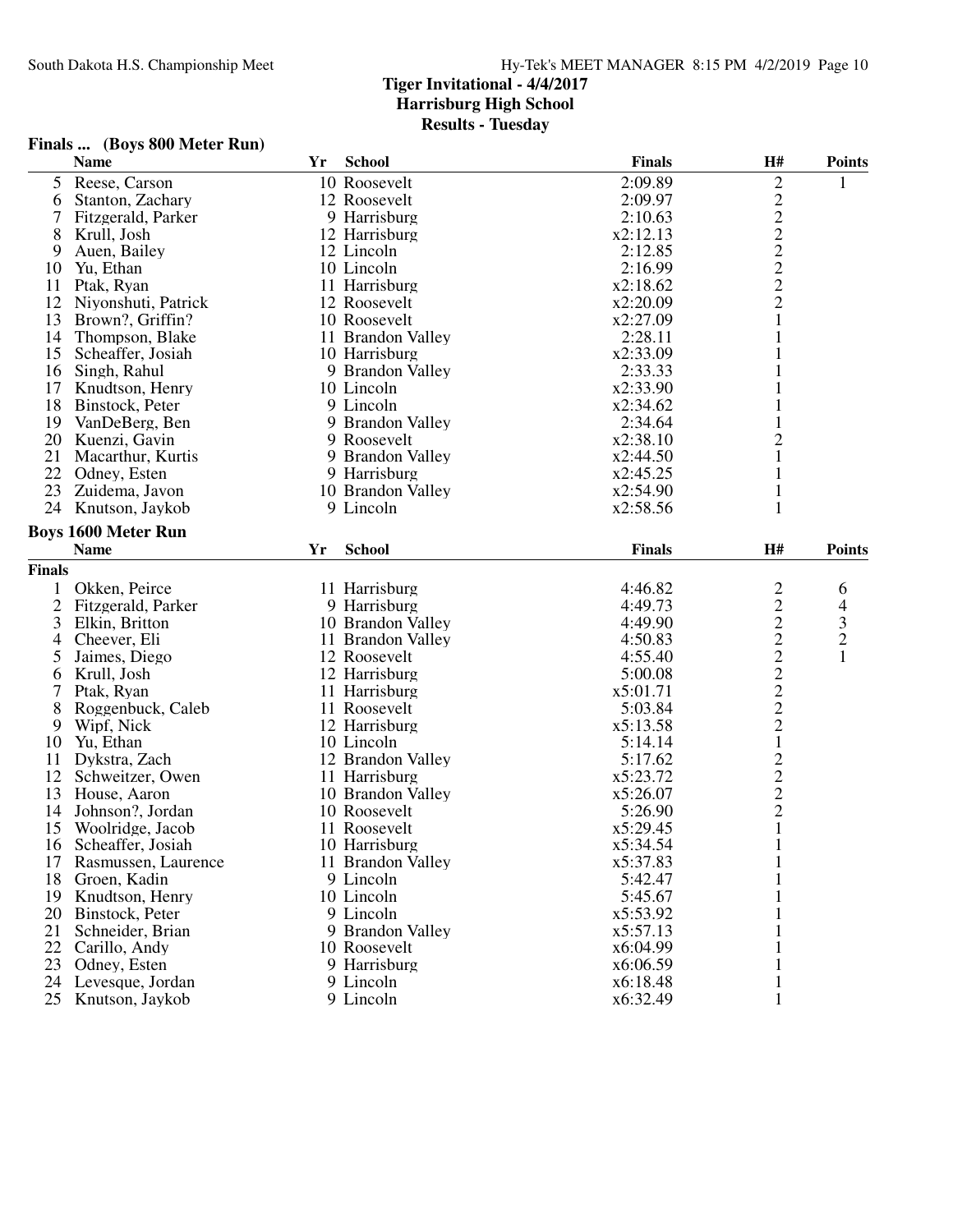## Tiger Invitational - 4/4/2017
## Harrisburg High School
## Results - Tuesday

### Finals ... (Boys 800 Meter Run)

| | Name | Yr | School | Finals | H# | Points |
|---|---|---|---|---|---|---|
| 5 | Reese, Carson | 10 | Roosevelt | 2:09.89 | 2 | 1 |
| 6 | Stanton, Zachary | 12 | Roosevelt | 2:09.97 | 2 | |
| 7 | Fitzgerald, Parker | 9 | Harrisburg | 2:10.63 | 2 | |
| 8 | Krull, Josh | 12 | Harrisburg | x2:12.13 | 2 | |
| 9 | Auen, Bailey | 12 | Lincoln | 2:12.85 | 2 | |
| 10 | Yu, Ethan | 10 | Lincoln | 2:16.99 | 2 | |
| 11 | Ptak, Ryan | 11 | Harrisburg | x2:18.62 | 2 | |
| 12 | Niyonshuti, Patrick | 12 | Roosevelt | x2:20.09 | 2 | |
| 13 | Brown?, Griffin? | 10 | Roosevelt | x2:27.09 | 1 | |
| 14 | Thompson, Blake | 11 | Brandon Valley | 2:28.11 | 1 | |
| 15 | Scheaffer, Josiah | 10 | Harrisburg | x2:33.09 | 1 | |
| 16 | Singh, Rahul | 9 | Brandon Valley | 2:33.33 | 1 | |
| 17 | Knudtson, Henry | 10 | Lincoln | x2:33.90 | 1 | |
| 18 | Binstock, Peter | 9 | Lincoln | x2:34.62 | 1 | |
| 19 | VanDeBerg, Ben | 9 | Brandon Valley | 2:34.64 | 1 | |
| 20 | Kuenzi, Gavin | 9 | Roosevelt | x2:38.10 | 2 | |
| 21 | Macarthur, Kurtis | 9 | Brandon Valley | x2:44.50 | 1 | |
| 22 | Odney, Esten | 9 | Harrisburg | x2:45.25 | 1 | |
| 23 | Zuidema, Javon | 10 | Brandon Valley | x2:54.90 | 1 | |
| 24 | Knutson, Jaykob | 9 | Lincoln | x2:58.56 | 1 | |

### Boys 1600 Meter Run

**Finals**

| | Name | Yr | School | Finals | H# | Points |
|---|---|---|---|---|---|---|
| 1 | Okken, Peirce | 11 | Harrisburg | 4:46.82 | 2 | 6 |
| 2 | Fitzgerald, Parker | 9 | Harrisburg | 4:49.73 | 2 | 4 |
| 3 | Elkin, Britton | 10 | Brandon Valley | 4:49.90 | 2 | 3 |
| 4 | Cheever, Eli | 11 | Brandon Valley | 4:50.83 | 2 | 2 |
| 5 | Jaimes, Diego | 12 | Roosevelt | 4:55.40 | 2 | 1 |
| 6 | Krull, Josh | 12 | Harrisburg | 5:00.08 | 2 | |
| 7 | Ptak, Ryan | 11 | Harrisburg | x5:01.71 | 2 | |
| 8 | Roggenbuck, Caleb | 11 | Roosevelt | 5:03.84 | 2 | |
| 9 | Wipf, Nick | 12 | Harrisburg | x5:13.58 | 2 | |
| 10 | Yu, Ethan | 10 | Lincoln | 5:14.14 | 1 | |
| 11 | Dykstra, Zach | 12 | Brandon Valley | 5:17.62 | 2 | |
| 12 | Schweitzer, Owen | 11 | Harrisburg | x5:23.72 | 2 | |
| 13 | House, Aaron | 10 | Brandon Valley | x5:26.07 | 2 | |
| 14 | Johnson?, Jordan | 10 | Roosevelt | 5:26.90 | 2 | |
| 15 | Woolridge, Jacob | 11 | Roosevelt | x5:29.45 | 1 | |
| 16 | Scheaffer, Josiah | 10 | Harrisburg | x5:34.54 | 1 | |
| 17 | Rasmussen, Laurence | 11 | Brandon Valley | x5:37.83 | 1 | |
| 18 | Groen, Kadin | 9 | Lincoln | 5:42.47 | 1 | |
| 19 | Knudtson, Henry | 10 | Lincoln | 5:45.67 | 1 | |
| 20 | Binstock, Peter | 9 | Lincoln | x5:53.92 | 1 | |
| 21 | Schneider, Brian | 9 | Brandon Valley | x5:57.13 | 1 | |
| 22 | Carillo, Andy | 10 | Roosevelt | x6:04.99 | 1 | |
| 23 | Odney, Esten | 9 | Harrisburg | x6:06.59 | 1 | |
| 24 | Levesque, Jordan | 9 | Lincoln | x6:18.48 | 1 | |
| 25 | Knutson, Jaykob | 9 | Lincoln | x6:32.49 | 1 | |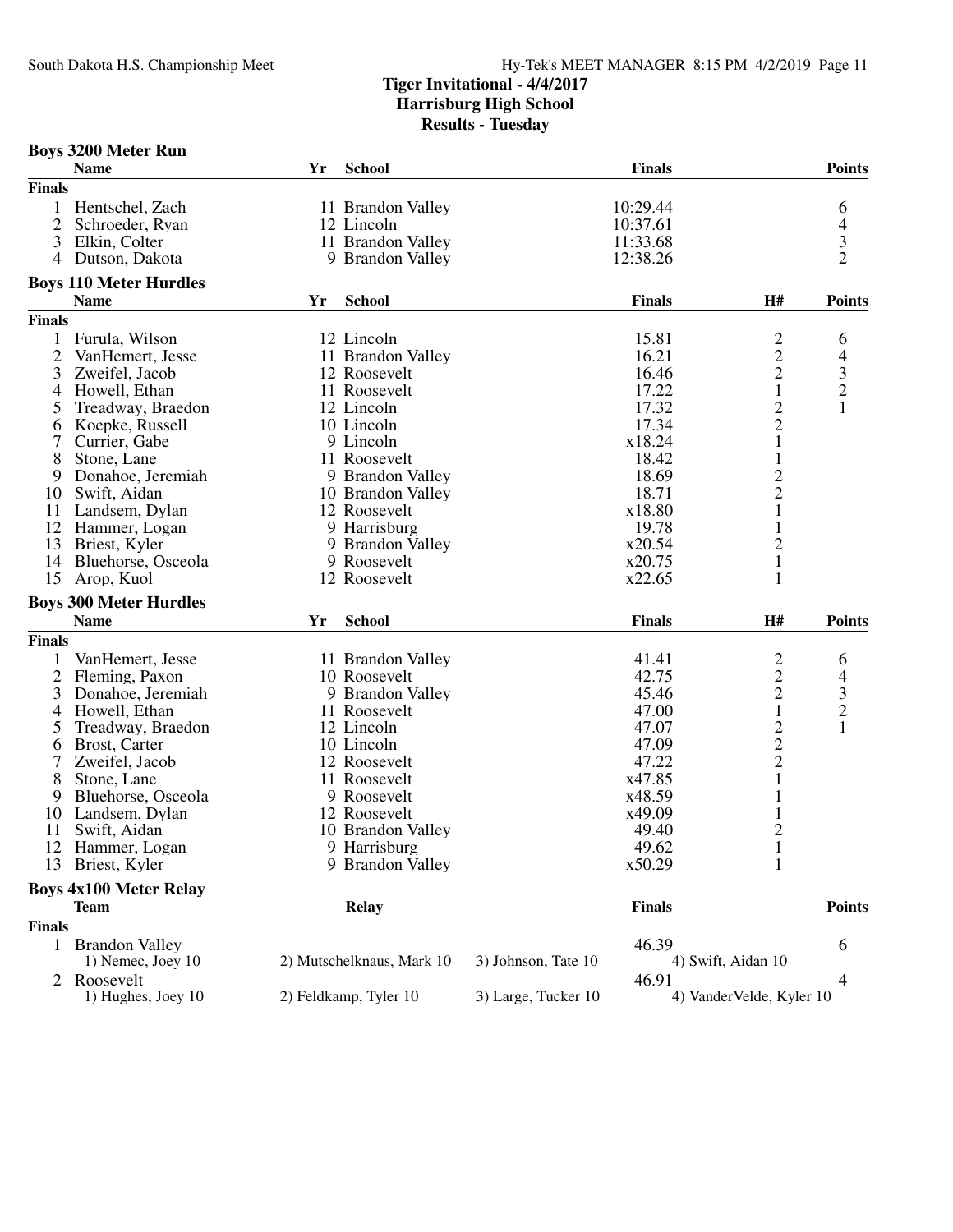# Tiger Invitational - 4/4/2017
## Harrisburg High School
### Results - Tuesday

**Boys 3200 Meter Run**

| | Name | Yr | School | Finals | Points |
|---|---|---|---|---|---|
| **Finals** | | | | | |
| 1 | Hentschel, Zach | 11 | Brandon Valley | 10:29.44 | 6 |
| 2 | Schroeder, Ryan | 12 | Lincoln | 10:37.61 | 4 |
| 3 | Elkin, Colter | 11 | Brandon Valley | 11:33.68 | 3 |
| 4 | Dutson, Dakota | 9 | Brandon Valley | 12:38.26 | 2 |

**Boys 110 Meter Hurdles**

| | Name | Yr | School | Finals | H# | Points |
|---|---|---|---|---|---|---|
| **Finals** | | | | | | |
| 1 | Furula, Wilson | 12 | Lincoln | 15.81 | 2 | 6 |
| 2 | VanHemert, Jesse | 11 | Brandon Valley | 16.21 | 2 | 4 |
| 3 | Zweifel, Jacob | 12 | Roosevelt | 16.46 | 2 | 3 |
| 4 | Howell, Ethan | 11 | Roosevelt | 17.22 | 1 | 2 |
| 5 | Treadway, Braedon | 12 | Lincoln | 17.32 | 2 | 1 |
| 6 | Koepke, Russell | 10 | Lincoln | 17.34 | 2 | |
| 7 | Currier, Gabe | 9 | Lincoln | x18.24 | 1 | |
| 8 | Stone, Lane | 11 | Roosevelt | 18.42 | 1 | |
| 9 | Donahoe, Jeremiah | 9 | Brandon Valley | 18.69 | 2 | |
| 10 | Swift, Aidan | 10 | Brandon Valley | 18.71 | 2 | |
| 11 | Landsem, Dylan | 12 | Roosevelt | x18.80 | 1 | |
| 12 | Hammer, Logan | 9 | Harrisburg | 19.78 | 1 | |
| 13 | Briest, Kyler | 9 | Brandon Valley | x20.54 | 2 | |
| 14 | Bluehorse, Osceola | 9 | Roosevelt | x20.75 | 1 | |
| 15 | Arop, Kuol | 12 | Roosevelt | x22.65 | 1 | |

**Boys 300 Meter Hurdles**

| | Name | Yr | School | Finals | H# | Points |
|---|---|---|---|---|---|---|
| **Finals** | | | | | | |
| 1 | VanHemert, Jesse | 11 | Brandon Valley | 41.41 | 2 | 6 |
| 2 | Fleming, Paxon | 10 | Roosevelt | 42.75 | 2 | 4 |
| 3 | Donahoe, Jeremiah | 9 | Brandon Valley | 45.46 | 2 | 3 |
| 4 | Howell, Ethan | 11 | Roosevelt | 47.00 | 1 | 2 |
| 5 | Treadway, Braedon | 12 | Lincoln | 47.07 | 2 | 1 |
| 6 | Brost, Carter | 10 | Lincoln | 47.09 | 2 | |
| 7 | Zweifel, Jacob | 12 | Roosevelt | 47.22 | 2 | |
| 8 | Stone, Lane | 11 | Roosevelt | x47.85 | 1 | |
| 9 | Bluehorse, Osceola | 9 | Roosevelt | x48.59 | 1 | |
| 10 | Landsem, Dylan | 12 | Roosevelt | x49.09 | 1 | |
| 11 | Swift, Aidan | 10 | Brandon Valley | 49.40 | 2 | |
| 12 | Hammer, Logan | 9 | Harrisburg | 49.62 | 1 | |
| 13 | Briest, Kyler | 9 | Brandon Valley | x50.29 | 1 | |

**Boys 4x100 Meter Relay**

| | Team | Relay | Finals | Points |
|---|---|---|---|---|
| **Finals** | | | | |
| 1 | Brandon Valley | | 46.39 | 6 |
| | 1) Nemec, Joey 10 | 2) Mutschelknaus, Mark 10 | 3) Johnson, Tate 10 | 4) Swift, Aidan 10 |
| 2 | Roosevelt | | 46.91 | 4 |
| | 1) Hughes, Joey 10 | 2) Feldkamp, Tyler 10 | 3) Large, Tucker 10 | 4) VanderVelde, Kyler 10 |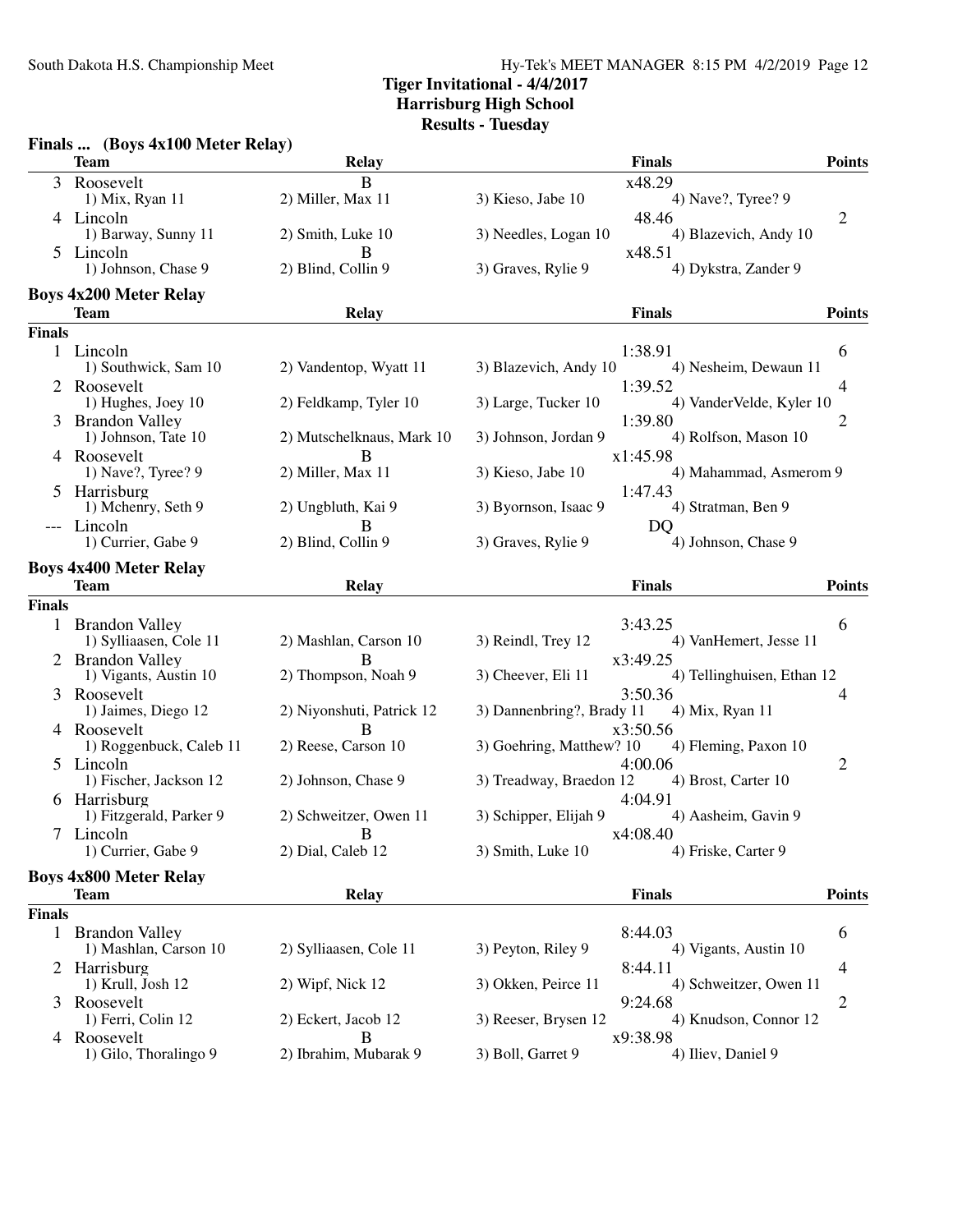**Tiger Invitational - 4/4/2017**
**Harrisburg High School**
**Results - Tuesday**

### Finals ... (Boys 4x100 Meter Relay)

| | Team | Relay | | Finals | Points |
|---|---|---|---|---|---|
| 3 | Roosevelt | B | | x48.29 | |
| | 1) Mix, Ryan 11 | 2) Miller, Max 11 | 3) Kieso, Jabe 10 | 4) Nave?, Tyree? 9 | |
| 4 | Lincoln | | | 48.46 | 2 |
| | 1) Barway, Sunny 11 | 2) Smith, Luke 10 | 3) Needles, Logan 10 | 4) Blazevich, Andy 10 | |
| 5 | Lincoln | B | | x48.51 | |
| | 1) Johnson, Chase 9 | 2) Blind, Collin 9 | 3) Graves, Rylie 9 | 4) Dykstra, Zander 9 | |

### Boys 4x200 Meter Relay

| | Team | Relay | | Finals | Points |
|---|---|---|---|---|---|
| **Finals** | | | | | |
| 1 | Lincoln | | | 1:38.91 | 6 |
| | 1) Southwick, Sam 10 | 2) Vandentop, Wyatt 11 | 3) Blazevich, Andy 10 | 4) Nesheim, Dewaun 11 | |
| 2 | Roosevelt | | | 1:39.52 | 4 |
| | 1) Hughes, Joey 10 | 2) Feldkamp, Tyler 10 | 3) Large, Tucker 10 | 4) VanderVelde, Kyler 10 | |
| 3 | Brandon Valley | | | 1:39.80 | 2 |
| | 1) Johnson, Tate 10 | 2) Mutschelknaus, Mark 10 | 3) Johnson, Jordan 9 | 4) Rolfson, Mason 10 | |
| 4 | Roosevelt | B | | x1:45.98 | |
| | 1) Nave?, Tyree? 9 | 2) Miller, Max 11 | 3) Kieso, Jabe 10 | 4) Mahammad, Asmerom 9 | |
| 5 | Harrisburg | | | 1:47.43 | |
| | 1) Mchenry, Seth 9 | 2) Ungbluth, Kai 9 | 3) Byornson, Isaac 9 | 4) Stratman, Ben 9 | |
| --- | Lincoln | B | | DQ | |
| | 1) Currier, Gabe 9 | 2) Blind, Collin 9 | 3) Graves, Rylie 9 | 4) Johnson, Chase 9 | |

### Boys 4x400 Meter Relay

| | Team | Relay | | Finals | Points |
|---|---|---|---|---|---|
| **Finals** | | | | | |
| 1 | Brandon Valley | | | 3:43.25 | 6 |
| | 1) Sylliaasen, Cole 11 | 2) Mashlan, Carson 10 | 3) Reindl, Trey 12 | 4) VanHemert, Jesse 11 | |
| 2 | Brandon Valley | B | | x3:49.25 | |
| | 1) Vigants, Austin 10 | 2) Thompson, Noah 9 | 3) Cheever, Eli 11 | 4) Tellinghuisen, Ethan 12 | |
| 3 | Roosevelt | | | 3:50.36 | 4 |
| | 1) Jaimes, Diego 12 | 2) Niyonshuti, Patrick 12 | 3) Dannenbring?, Brady 11 | 4) Mix, Ryan 11 | |
| 4 | Roosevelt | B | | x3:50.56 | |
| | 1) Roggenbuck, Caleb 11 | 2) Reese, Carson 10 | 3) Goehring, Matthew? 10 | 4) Fleming, Paxon 10 | |
| 5 | Lincoln | | | 4:00.06 | 2 |
| | 1) Fischer, Jackson 12 | 2) Johnson, Chase 9 | 3) Treadway, Braedon 12 | 4) Brost, Carter 10 | |
| 6 | Harrisburg | | | 4:04.91 | |
| | 1) Fitzgerald, Parker 9 | 2) Schweitzer, Owen 11 | 3) Schipper, Elijah 9 | 4) Aasheim, Gavin 9 | |
| 7 | Lincoln | B | | x4:08.40 | |
| | 1) Currier, Gabe 9 | 2) Dial, Caleb 12 | 3) Smith, Luke 10 | 4) Friske, Carter 9 | |

### Boys 4x800 Meter Relay

| | Team | Relay | | Finals | Points |
|---|---|---|---|---|---|
| **Finals** | | | | | |
| 1 | Brandon Valley | | | 8:44.03 | 6 |
| | 1) Mashlan, Carson 10 | 2) Sylliaasen, Cole 11 | 3) Peyton, Riley 9 | 4) Vigants, Austin 10 | |
| 2 | Harrisburg | | | 8:44.11 | 4 |
| | 1) Krull, Josh 12 | 2) Wipf, Nick 12 | 3) Okken, Peirce 11 | 4) Schweitzer, Owen 11 | |
| 3 | Roosevelt | | | 9:24.68 | 2 |
| | 1) Ferri, Colin 12 | 2) Eckert, Jacob 12 | 3) Reeser, Brysen 12 | 4) Knudson, Connor 12 | |
| 4 | Roosevelt | B | | x9:38.98 | |
| | 1) Gilo, Thoralingo 9 | 2) Ibrahim, Mubarak 9 | 3) Boll, Garret 9 | 4) Iliev, Daniel 9 | |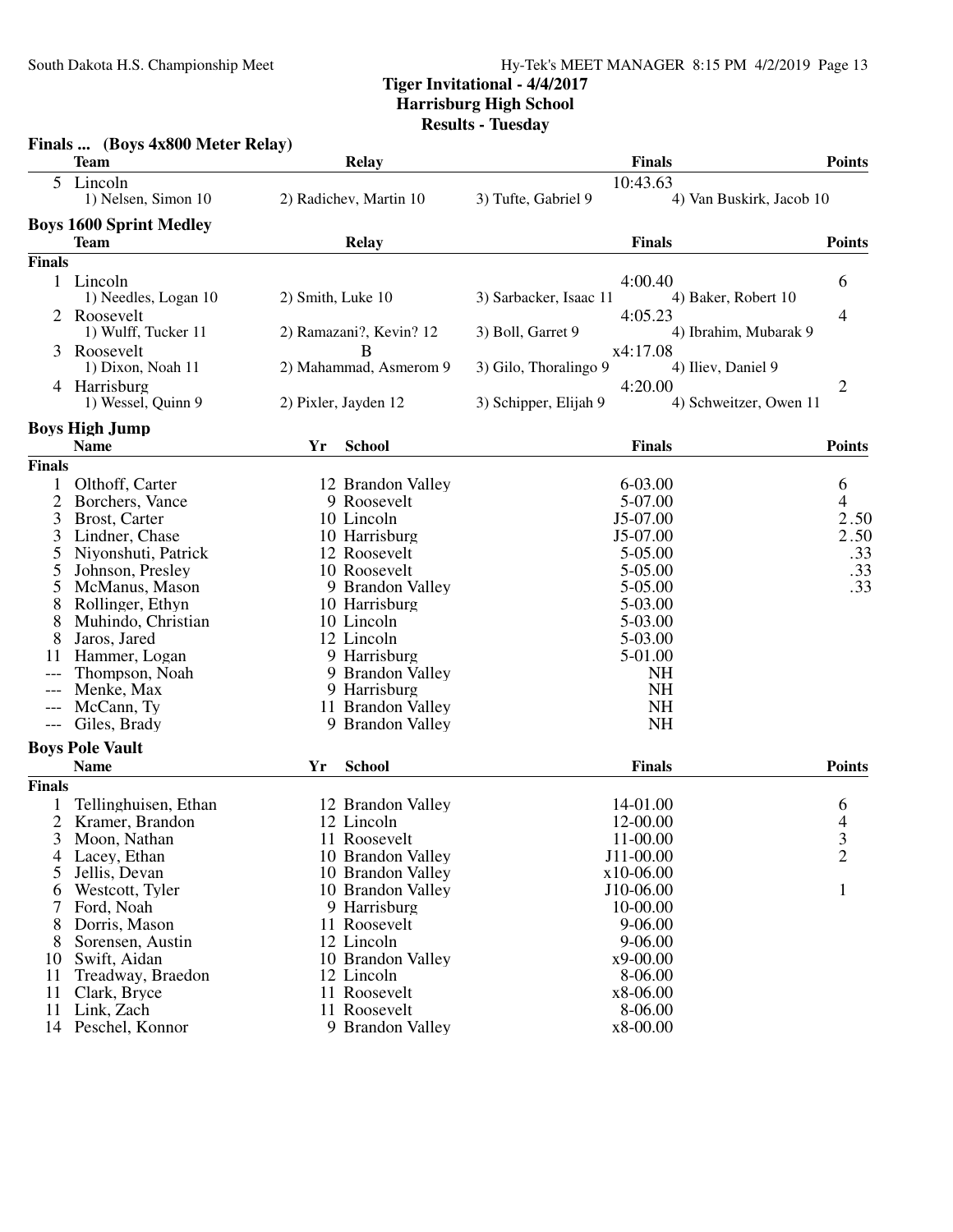## Tiger Invitational - 4/4/2017
## Harrisburg High School
## Results - Tuesday

### Finals ... (Boys 4x800 Meter Relay)

| | Team | Relay | | Finals | Points |
|---|---|---|---|---|---|
| 5 | Lincoln | | | 10:43.63 | |
| | 1) Nelsen, Simon 10 | 2) Radichev, Martin 10 | 3) Tufte, Gabriel 9 | 4) Van Buskirk, Jacob 10 | |

### Boys 1600 Sprint Medley

| | Team | Relay | | Finals | Points |
|---|---|---|---|---|---|
| **Finals** | | | | | |
| 1 | Lincoln | | | 4:00.40 | 6 |
| | 1) Needles, Logan 10 | 2) Smith, Luke 10 | 3) Sarbacker, Isaac 11 | 4) Baker, Robert 10 | |
| 2 | Roosevelt | | | 4:05.23 | 4 |
| | 1) Wulff, Tucker 11 | 2) Ramazani?, Kevin? 12 | 3) Boll, Garret 9 | 4) Ibrahim, Mubarak 9 | |
| 3 | Roosevelt | B | | x4:17.08 | |
| | 1) Dixon, Noah 11 | 2) Mahammad, Asmerom 9 | 3) Gilo, Thoralingo 9 | 4) Iliev, Daniel 9 | |
| 4 | Harrisburg | | | 4:20.00 | 2 |
| | 1) Wessel, Quinn 9 | 2) Pixler, Jayden 12 | 3) Schipper, Elijah 9 | 4) Schweitzer, Owen 11 | |

### Boys High Jump

| | Name | Yr | School | Finals | Points |
|---|---|---|---|---|---|
| **Finals** | | | | | |
| 1 | Olthoff, Carter | 12 | Brandon Valley | 6-03.00 | 6 |
| 2 | Borchers, Vance | 9 | Roosevelt | 5-07.00 | 4 |
| 3 | Brost, Carter | 10 | Lincoln | J5-07.00 | 2.50 |
| 3 | Lindner, Chase | 10 | Harrisburg | J5-07.00 | 2.50 |
| 5 | Niyonshuti, Patrick | 12 | Roosevelt | 5-05.00 | .33 |
| 5 | Johnson, Presley | 10 | Roosevelt | 5-05.00 | .33 |
| 5 | McManus, Mason | 9 | Brandon Valley | 5-05.00 | .33 |
| 8 | Rollinger, Ethyn | 10 | Harrisburg | 5-03.00 | |
| 8 | Muhindo, Christian | 10 | Lincoln | 5-03.00 | |
| 8 | Jaros, Jared | 12 | Lincoln | 5-03.00 | |
| 11 | Hammer, Logan | 9 | Harrisburg | 5-01.00 | |
| --- | Thompson, Noah | 9 | Brandon Valley | NH | |
| --- | Menke, Max | 9 | Harrisburg | NH | |
| --- | McCann, Ty | 11 | Brandon Valley | NH | |
| --- | Giles, Brady | 9 | Brandon Valley | NH | |

### Boys Pole Vault

| | Name | Yr | School | Finals | Points |
|---|---|---|---|---|---|
| **Finals** | | | | | |
| 1 | Tellinghuisen, Ethan | 12 | Brandon Valley | 14-01.00 | 6 |
| 2 | Kramer, Brandon | 12 | Lincoln | 12-00.00 | 4 |
| 3 | Moon, Nathan | 11 | Roosevelt | 11-00.00 | 3 |
| 4 | Lacey, Ethan | 10 | Brandon Valley | J11-00.00 | 2 |
| 5 | Jellis, Devan | 10 | Brandon Valley | x10-06.00 | |
| 6 | Westcott, Tyler | 10 | Brandon Valley | J10-06.00 | 1 |
| 7 | Ford, Noah | 9 | Harrisburg | 10-00.00 | |
| 8 | Dorris, Mason | 11 | Roosevelt | 9-06.00 | |
| 8 | Sorensen, Austin | 12 | Lincoln | 9-06.00 | |
| 10 | Swift, Aidan | 10 | Brandon Valley | x9-00.00 | |
| 11 | Treadway, Braedon | 12 | Lincoln | 8-06.00 | |
| 11 | Clark, Bryce | 11 | Roosevelt | x8-06.00 | |
| 11 | Link, Zach | 11 | Roosevelt | 8-06.00 | |
| 14 | Peschel, Konnor | 9 | Brandon Valley | x8-00.00 | |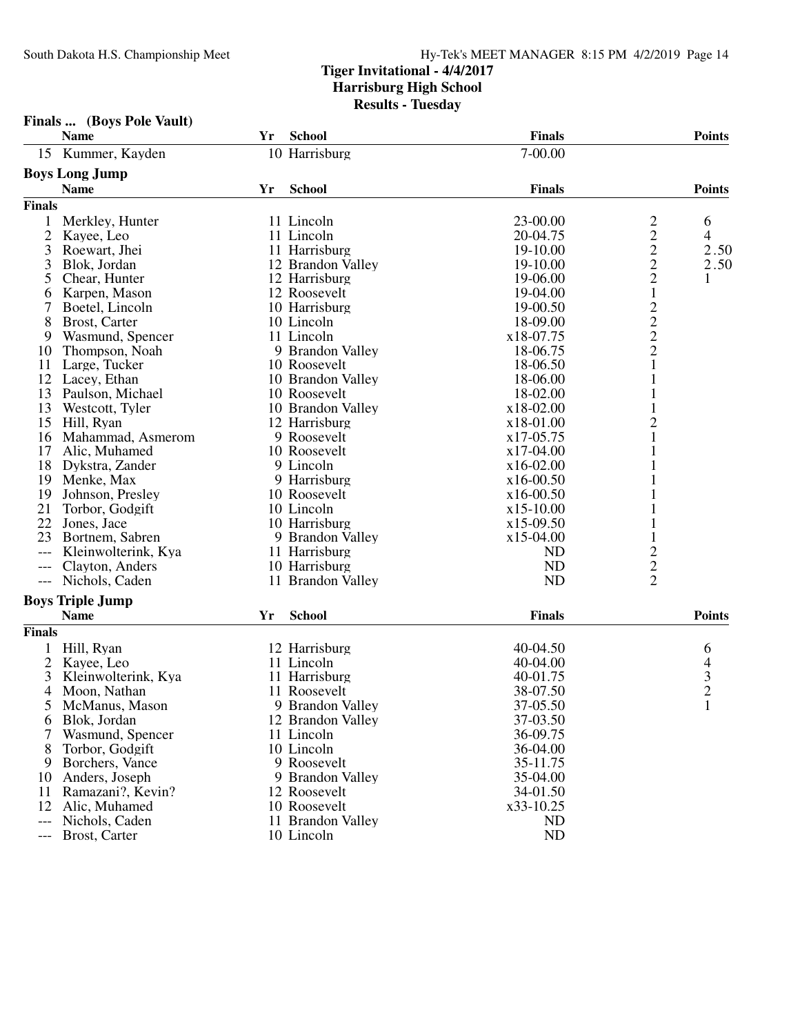## Tiger Invitational - 4/4/2017
## Harrisburg High School
## Results - Tuesday

### Finals ... (Boys Pole Vault)

| | Name | Yr | School | Finals | Points |
|---|---|---|---|---|---|
| 15 | Kummer, Kayden | 10 | Harrisburg | 7-00.00 | |

### Boys Long Jump

| | Name | Yr | School | Finals | | Points |
|---|---|---|---|---|---|---|
| **Finals** | | | | | | |
| 1 | Merkley, Hunter | 11 | Lincoln | 23-00.00 | 2 | 6 |
| 2 | Kayee, Leo | 11 | Lincoln | 20-04.75 | 2 | 4 |
| 3 | Roewart, Jhei | 11 | Harrisburg | 19-10.00 | 2 | 2.50 |
| 3 | Blok, Jordan | 12 | Brandon Valley | 19-10.00 | 2 | 2.50 |
| 5 | Chear, Hunter | 12 | Harrisburg | 19-06.00 | 2 | 1 |
| 6 | Karpen, Mason | 12 | Roosevelt | 19-04.00 | 1 | |
| 7 | Boetel, Lincoln | 10 | Harrisburg | 19-00.50 | 2 | |
| 8 | Brost, Carter | 10 | Lincoln | 18-09.00 | 2 | |
| 9 | Wasmund, Spencer | 11 | Lincoln | x18-07.75 | 2 | |
| 10 | Thompson, Noah | 9 | Brandon Valley | 18-06.75 | 2 | |
| 11 | Large, Tucker | 10 | Roosevelt | 18-06.50 | 1 | |
| 12 | Lacey, Ethan | 10 | Brandon Valley | 18-06.00 | 1 | |
| 13 | Paulson, Michael | 10 | Roosevelt | 18-02.00 | 1 | |
| 13 | Westcott, Tyler | 10 | Brandon Valley | x18-02.00 | 1 | |
| 15 | Hill, Ryan | 12 | Harrisburg | x18-01.00 | 2 | |
| 16 | Mahammad, Asmerom | 9 | Roosevelt | x17-05.75 | 1 | |
| 17 | Alic, Muhamed | 10 | Roosevelt | x17-04.00 | 1 | |
| 18 | Dykstra, Zander | 9 | Lincoln | x16-02.00 | 1 | |
| 19 | Menke, Max | 9 | Harrisburg | x16-00.50 | 1 | |
| 19 | Johnson, Presley | 10 | Roosevelt | x16-00.50 | 1 | |
| 21 | Torbor, Godgift | 10 | Lincoln | x15-10.00 | 1 | |
| 22 | Jones, Jace | 10 | Harrisburg | x15-09.50 | 1 | |
| 23 | Bortnem, Sabren | 9 | Brandon Valley | x15-04.00 | 1 | |
| --- | Kleinwolterink, Kya | 11 | Harrisburg | ND | 2 | |
| --- | Clayton, Anders | 10 | Harrisburg | ND | 2 | |
| --- | Nichols, Caden | 11 | Brandon Valley | ND | 2 | |

### Boys Triple Jump

| | Name | Yr | School | Finals | Points |
|---|---|---|---|---|---|
| **Finals** | | | | | |
| 1 | Hill, Ryan | 12 | Harrisburg | 40-04.50 | 6 |
| 2 | Kayee, Leo | 11 | Lincoln | 40-04.00 | 4 |
| 3 | Kleinwolterink, Kya | 11 | Harrisburg | 40-01.75 | 3 |
| 4 | Moon, Nathan | 11 | Roosevelt | 38-07.50 | 2 |
| 5 | McManus, Mason | 9 | Brandon Valley | 37-05.50 | 1 |
| 6 | Blok, Jordan | 12 | Brandon Valley | 37-03.50 | |
| 7 | Wasmund, Spencer | 11 | Lincoln | 36-09.75 | |
| 8 | Torbor, Godgift | 10 | Lincoln | 36-04.00 | |
| 9 | Borchers, Vance | 9 | Roosevelt | 35-11.75 | |
| 10 | Anders, Joseph | 9 | Brandon Valley | 35-04.00 | |
| 11 | Ramazani?, Kevin? | 12 | Roosevelt | 34-01.50 | |
| 12 | Alic, Muhamed | 10 | Roosevelt | x33-10.25 | |
| --- | Nichols, Caden | 11 | Brandon Valley | ND | |
| --- | Brost, Carter | 10 | Lincoln | ND | |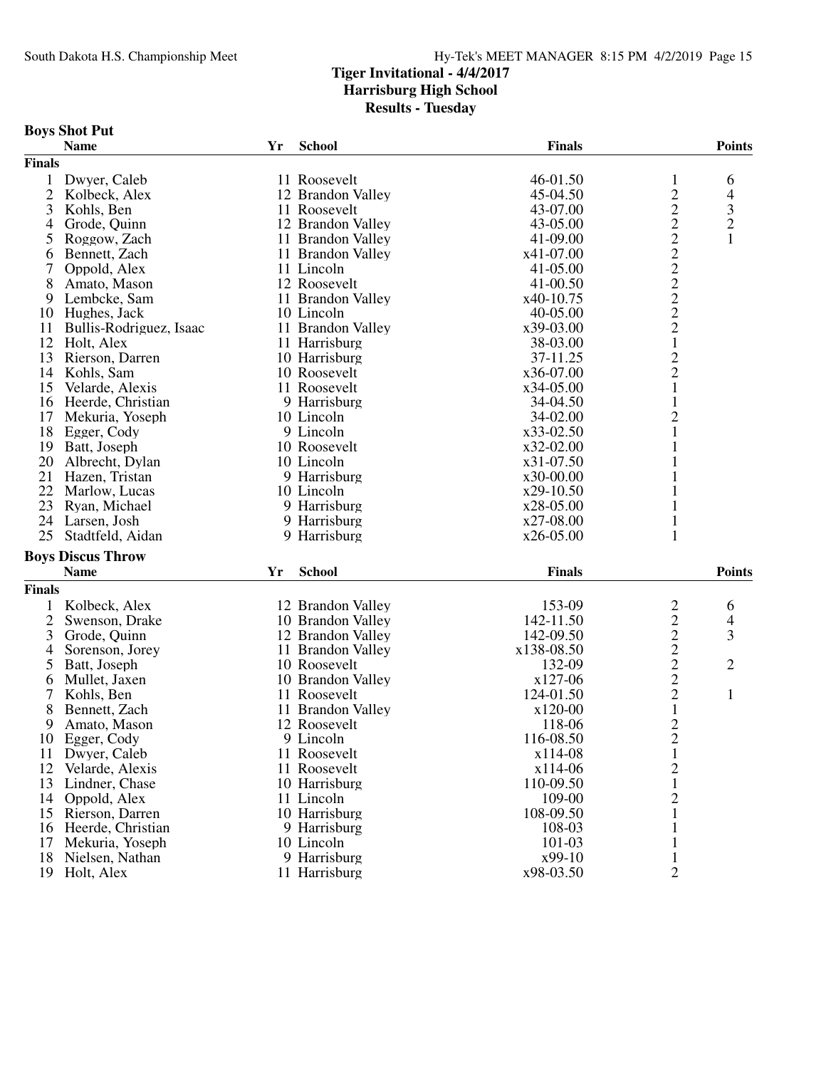# Tiger Invitational - 4/4/2017
## Harrisburg High School
### Results - Tuesday

**Boys Shot Put**

| | Name | Yr | School | Finals | | Points |
|---|---|---|---|---|---|---|
| **Finals** | | | | | | |
| 1 | Dwyer, Caleb | 11 | Roosevelt | 46-01.50 | 1 | 6 |
| 2 | Kolbeck, Alex | 12 | Brandon Valley | 45-04.50 | 2 | 4 |
| 3 | Kohls, Ben | 11 | Roosevelt | 43-07.00 | 2 | 3 |
| 4 | Grode, Quinn | 12 | Brandon Valley | 43-05.00 | 2 | 2 |
| 5 | Roggow, Zach | 11 | Brandon Valley | 41-09.00 | 2 | 1 |
| 6 | Bennett, Zach | 11 | Brandon Valley | x41-07.00 | 2 | |
| 7 | Oppold, Alex | 11 | Lincoln | 41-05.00 | 2 | |
| 8 | Amato, Mason | 12 | Roosevelt | 41-00.50 | 2 | |
| 9 | Lembcke, Sam | 11 | Brandon Valley | x40-10.75 | 2 | |
| 10 | Hughes, Jack | 10 | Lincoln | 40-05.00 | 2 | |
| 11 | Bullis-Rodriguez, Isaac | 11 | Brandon Valley | x39-03.00 | 2 | |
| 12 | Holt, Alex | 11 | Harrisburg | 38-03.00 | 1 | |
| 13 | Rierson, Darren | 10 | Harrisburg | 37-11.25 | 2 | |
| 14 | Kohls, Sam | 10 | Roosevelt | x36-07.00 | 2 | |
| 15 | Velarde, Alexis | 11 | Roosevelt | x34-05.00 | 1 | |
| 16 | Heerde, Christian | 9 | Harrisburg | 34-04.50 | 1 | |
| 17 | Mekuria, Yoseph | 10 | Lincoln | 34-02.00 | 2 | |
| 18 | Egger, Cody | 9 | Lincoln | x33-02.50 | 1 | |
| 19 | Batt, Joseph | 10 | Roosevelt | x32-02.00 | 1 | |
| 20 | Albrecht, Dylan | 10 | Lincoln | x31-07.50 | 1 | |
| 21 | Hazen, Tristan | 9 | Harrisburg | x30-00.00 | 1 | |
| 22 | Marlow, Lucas | 10 | Lincoln | x29-10.50 | 1 | |
| 23 | Ryan, Michael | 9 | Harrisburg | x28-05.00 | 1 | |
| 24 | Larsen, Josh | 9 | Harrisburg | x27-08.00 | 1 | |
| 25 | Stadtfeld, Aidan | 9 | Harrisburg | x26-05.00 | 1 | |

**Boys Discus Throw**

| | Name | Yr | School | Finals | | Points |
|---|---|---|---|---|---|---|
| **Finals** | | | | | | |
| 1 | Kolbeck, Alex | 12 | Brandon Valley | 153-09 | 2 | 6 |
| 2 | Swenson, Drake | 10 | Brandon Valley | 142-11.50 | 2 | 4 |
| 3 | Grode, Quinn | 12 | Brandon Valley | 142-09.50 | 2 | 3 |
| 4 | Sorenson, Jorey | 11 | Brandon Valley | x138-08.50 | 2 | |
| 5 | Batt, Joseph | 10 | Roosevelt | 132-09 | 2 | 2 |
| 6 | Mullet, Jaxen | 10 | Brandon Valley | x127-06 | 2 | |
| 7 | Kohls, Ben | 11 | Roosevelt | 124-01.50 | 2 | 1 |
| 8 | Bennett, Zach | 11 | Brandon Valley | x120-00 | 1 | |
| 9 | Amato, Mason | 12 | Roosevelt | 118-06 | 2 | |
| 10 | Egger, Cody | 9 | Lincoln | 116-08.50 | 2 | |
| 11 | Dwyer, Caleb | 11 | Roosevelt | x114-08 | 1 | |
| 12 | Velarde, Alexis | 11 | Roosevelt | x114-06 | 2 | |
| 13 | Lindner, Chase | 10 | Harrisburg | 110-09.50 | 1 | |
| 14 | Oppold, Alex | 11 | Lincoln | 109-00 | 2 | |
| 15 | Rierson, Darren | 10 | Harrisburg | 108-09.50 | 1 | |
| 16 | Heerde, Christian | 9 | Harrisburg | 108-03 | 1 | |
| 17 | Mekuria, Yoseph | 10 | Lincoln | 101-03 | 1 | |
| 18 | Nielsen, Nathan | 9 | Harrisburg | x99-10 | 1 | |
| 19 | Holt, Alex | 11 | Harrisburg | x98-03.50 | 2 | |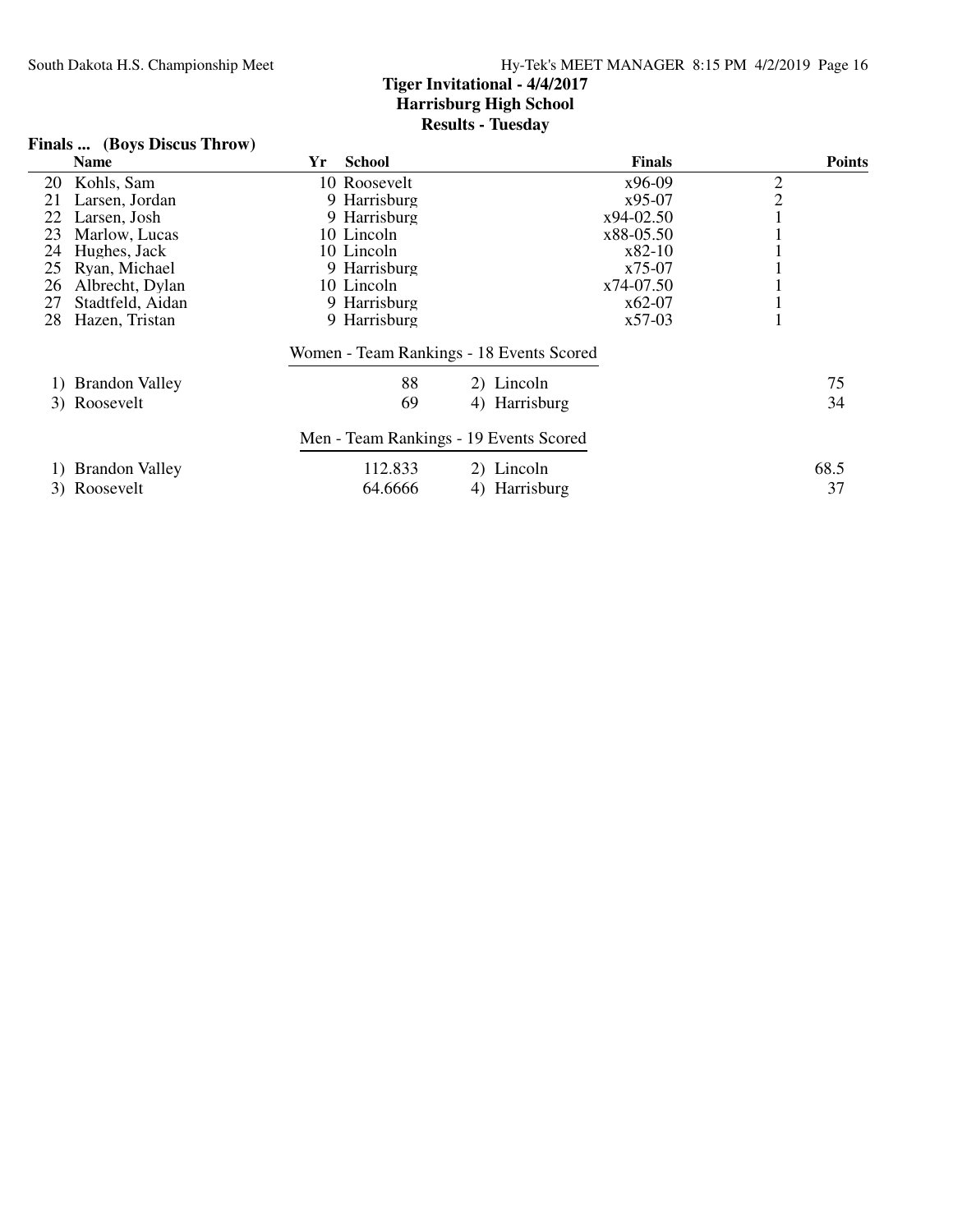**Tiger Invitational - 4/4/2017**
**Harrisburg High School**
**Results - Tuesday**

### Finals ... (Boys Discus Throw)

| | Name | Yr | School | Finals | Points |
|---|---|---|---|---|---|
| 20 | Kohls, Sam | 10 | Roosevelt | x96-09 | 2 |
| 21 | Larsen, Jordan | 9 | Harrisburg | x95-07 | 2 |
| 22 | Larsen, Josh | 9 | Harrisburg | x94-02.50 | 1 |
| 23 | Marlow, Lucas | 10 | Lincoln | x88-05.50 | 1 |
| 24 | Hughes, Jack | 10 | Lincoln | x82-10 | 1 |
| 25 | Ryan, Michael | 9 | Harrisburg | x75-07 | 1 |
| 26 | Albrecht, Dylan | 10 | Lincoln | x74-07.50 | 1 |
| 27 | Stadtfeld, Aidan | 9 | Harrisburg | x62-07 | 1 |
| 28 | Hazen, Tristan | 9 | Harrisburg | x57-03 | 1 |

### Women - Team Rankings - 18 Events Scored

| | | | |
|---|---|---|---|
| 1) Brandon Valley | 88 | 2) Lincoln | 75 |
| 3) Roosevelt | 69 | 4) Harrisburg | 34 |

### Men - Team Rankings - 19 Events Scored

| | | | |
|---|---|---|---|
| 1) Brandon Valley | 112.833 | 2) Lincoln | 68.5 |
| 3) Roosevelt | 64.6666 | 4) Harrisburg | 37 |